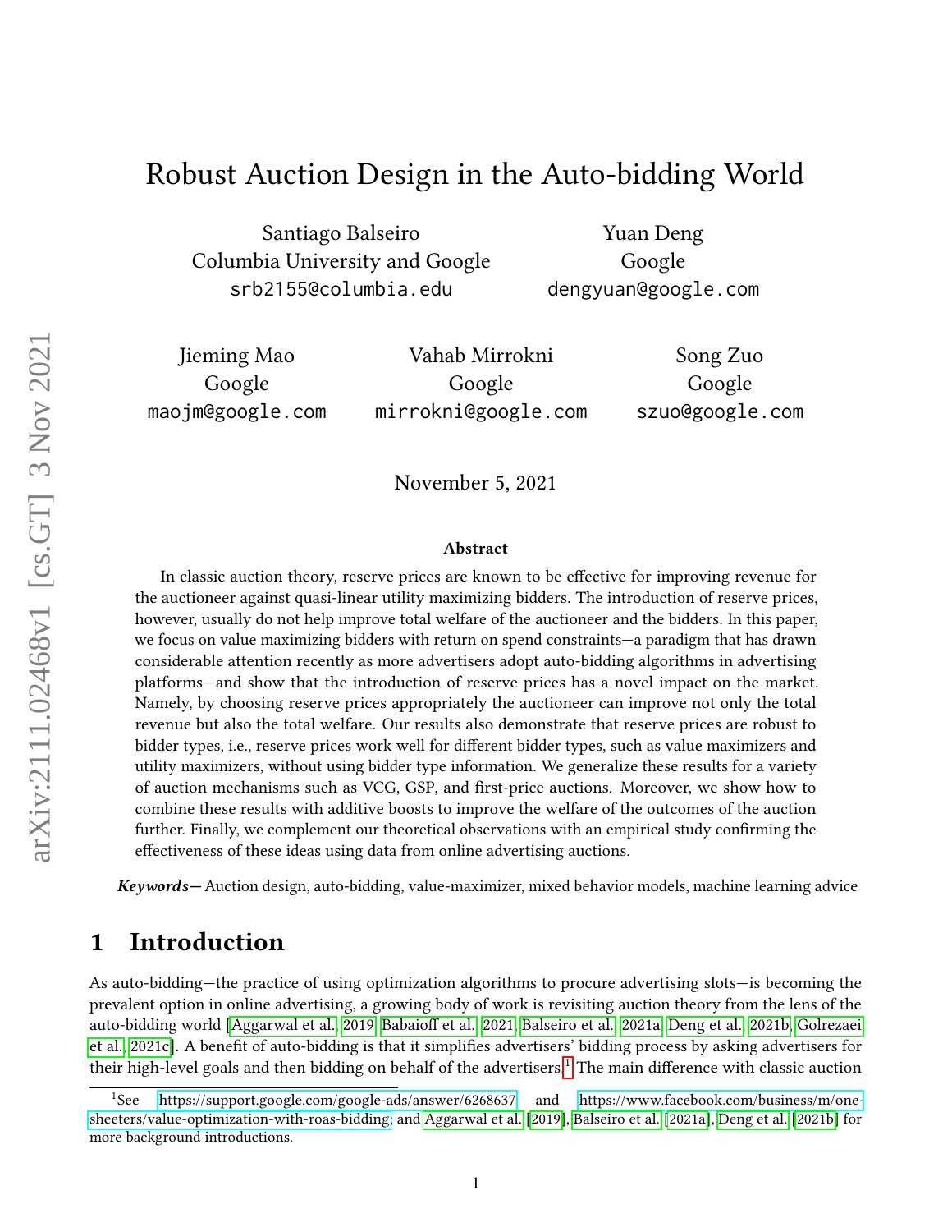# Robust Auction Design in the Auto-bidding World

Santiago Balseiro
Columbia University and Google
srb2155@columbia.edu

Yuan Deng
Google
dengyuan@google.com

Jieming Mao
Google
maojm@google.com

Vahab Mirrokni
Google
mirrokni@google.com

Song Zuo
Google
szuo@google.com

November 5, 2021

### Abstract

In classic auction theory, reserve prices are known to be effective for improving revenue for the auctioneer against quasi-linear utility maximizing bidders. The introduction of reserve prices, however, usually do not help improve total welfare of the auctioneer and the bidders. In this paper, we focus on value maximizing bidders with return on spend constraints—a paradigm that has drawn considerable attention recently as more advertisers adopt auto-bidding algorithms in advertising platforms—and show that the introduction of reserve prices has a novel impact on the market. Namely, by choosing reserve prices appropriately the auctioneer can improve not only the total revenue but also the total welfare. Our results also demonstrate that reserve prices are robust to bidder types, i.e., reserve prices work well for different bidder types, such as value maximizers and utility maximizers, without using bidder type information. We generalize these results for a variety of auction mechanisms such as VCG, GSP, and first-price auctions. Moreover, we show how to combine these results with additive boosts to improve the welfare of the outcomes of the auction further. Finally, we complement our theoretical observations with an empirical study confirming the effectiveness of these ideas using data from online advertising auctions.

***Keywords—*** Auction design, auto-bidding, value-maximizer, mixed behavior models, machine learning advice

## 1 Introduction

As auto-bidding—the practice of using optimization algorithms to procure advertising slots—is becoming the prevalent option in online advertising, a growing body of work is revisiting auction theory from the lens of the auto-bidding world [Aggarwal et al., 2019, Babaioff et al., 2021, Balseiro et al., 2021a, Deng et al., 2021b, Golrezaei et al., 2021c]. A benefit of auto-bidding is that it simplifies advertisers' bidding process by asking advertisers for their high-level goals and then bidding on behalf of the advertisers.[1] The main difference with classic auction

[1] See https://support.google.com/google-ads/answer/6268637 and https://www.facebook.com/business/m/one-sheeters/value-optimization-with-roas-bidding, and Aggarwal et al. [2019], Balseiro et al. [2021a], Deng et al. [2021b] for more background introductions.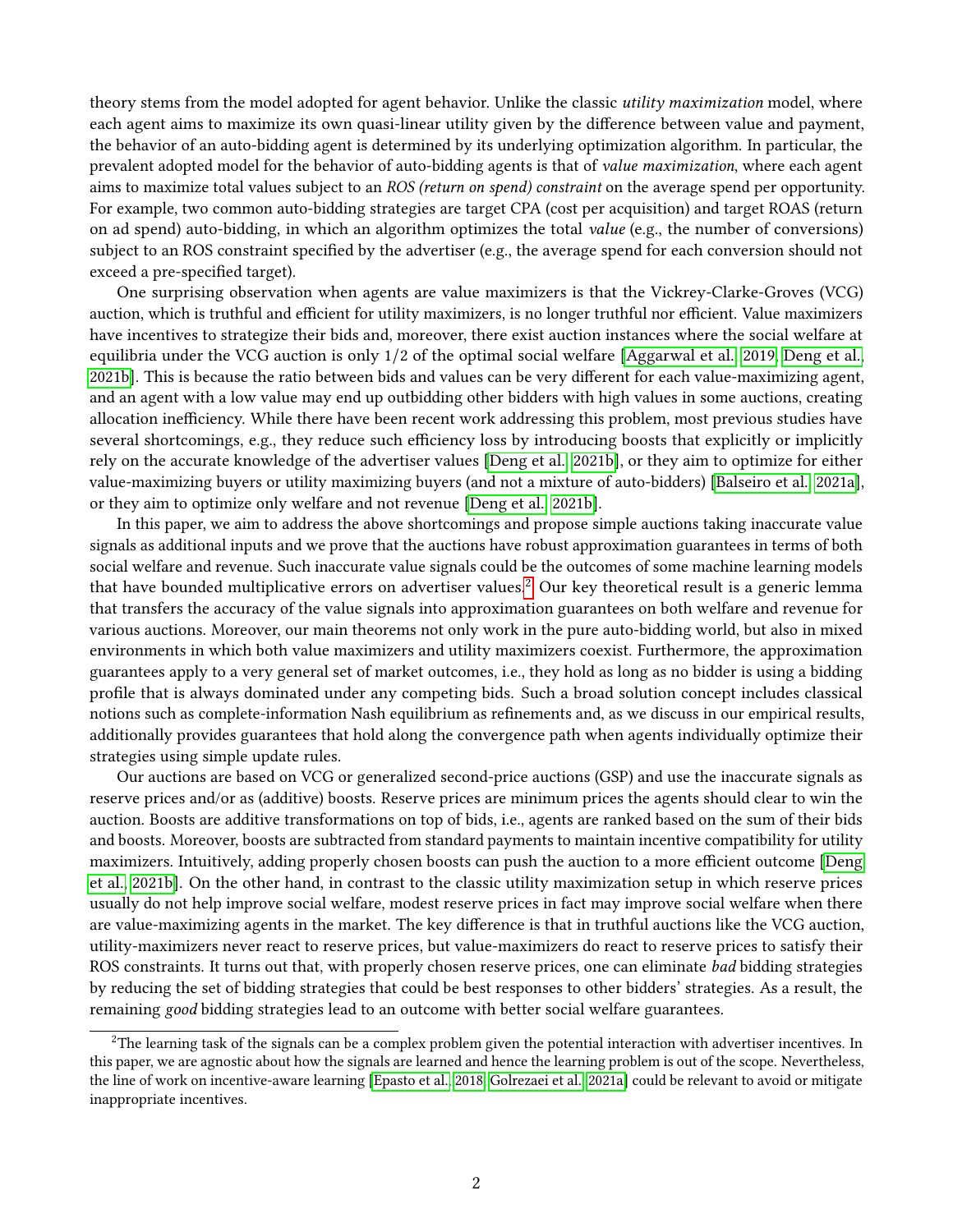theory stems from the model adopted for agent behavior. Unlike the classic *utility maximization* model, where each agent aims to maximize its own quasi-linear utility given by the difference between value and payment, the behavior of an auto-bidding agent is determined by its underlying optimization algorithm. In particular, the prevalent adopted model for the behavior of auto-bidding agents is that of *value maximization*, where each agent aims to maximize total values subject to an *ROS (return on spend) constraint* on the average spend per opportunity. For example, two common auto-bidding strategies are target CPA (cost per acquisition) and target ROAS (return on ad spend) auto-bidding, in which an algorithm optimizes the total *value* (e.g., the number of conversions) subject to an ROS constraint specified by the advertiser (e.g., the average spend for each conversion should not exceed a pre-specified target).

One surprising observation when agents are value maximizers is that the Vickrey-Clarke-Groves (VCG) auction, which is truthful and efficient for utility maximizers, is no longer truthful nor efficient. Value maximizers have incentives to strategize their bids and, moreover, there exist auction instances where the social welfare at equilibria under the VCG auction is only $1/2$ of the optimal social welfare [Aggarwal et al. 2019, Deng et al., 2021b]. This is because the ratio between bids and values can be very different for each value-maximizing agent, and an agent with a low value may end up outbidding other bidders with high values in some auctions, creating allocation inefficiency. While there have been recent work addressing this problem, most previous studies have several shortcomings, e.g., they reduce such efficiency loss by introducing boosts that explicitly or implicitly rely on the accurate knowledge of the advertiser values [Deng et al. 2021b], or they aim to optimize for either value-maximizing buyers or utility maximizing buyers (and not a mixture of auto-bidders) [Balseiro et al. 2021a], or they aim to optimize only welfare and not revenue [Deng et al. 2021b].

In this paper, we aim to address the above shortcomings and propose simple auctions taking inaccurate value signals as additional inputs and we prove that the auctions have robust approximation guarantees in terms of both social welfare and revenue. Such inaccurate value signals could be the outcomes of some machine learning models that have bounded multiplicative errors on advertiser values.[2] Our key theoretical result is a generic lemma that transfers the accuracy of the value signals into approximation guarantees on both welfare and revenue for various auctions. Moreover, our main theorems not only work in the pure auto-bidding world, but also in mixed environments in which both value maximizers and utility maximizers coexist. Furthermore, the approximation guarantees apply to a very general set of market outcomes, i.e., they hold as long as no bidder is using a bidding profile that is always dominated under any competing bids. Such a broad solution concept includes classical notions such as complete-information Nash equilibrium as refinements and, as we discuss in our empirical results, additionally provides guarantees that hold along the convergence path when agents individually optimize their strategies using simple update rules.

Our auctions are based on VCG or generalized second-price auctions (GSP) and use the inaccurate signals as reserve prices and/or as (additive) boosts. Reserve prices are minimum prices the agents should clear to win the auction. Boosts are additive transformations on top of bids, i.e., agents are ranked based on the sum of their bids and boosts. Moreover, boosts are subtracted from standard payments to maintain incentive compatibility for utility maximizers. Intuitively, adding properly chosen boosts can push the auction to a more efficient outcome [Deng et al. 2021b]. On the other hand, in contrast to the classic utility maximization setup in which reserve prices usually do not help improve social welfare, modest reserve prices in fact may improve social welfare when there are value-maximizing agents in the market. The key difference is that in truthful auctions like the VCG auction, utility-maximizers never react to reserve prices, but value-maximizers do react to reserve prices to satisfy their ROS constraints. It turns out that, with properly chosen reserve prices, one can eliminate *bad* bidding strategies by reducing the set of bidding strategies that could be best responses to other bidders' strategies. As a result, the remaining *good* bidding strategies lead to an outcome with better social welfare guarantees.

[2] The learning task of the signals can be a complex problem given the potential interaction with advertiser incentives. In this paper, we are agnostic about how the signals are learned and hence the learning problem is out of the scope. Nevertheless, the line of work on incentive-aware learning [Epasto et al. 2018, Golrezaei et al. 2021a] could be relevant to avoid or mitigate inappropriate incentives.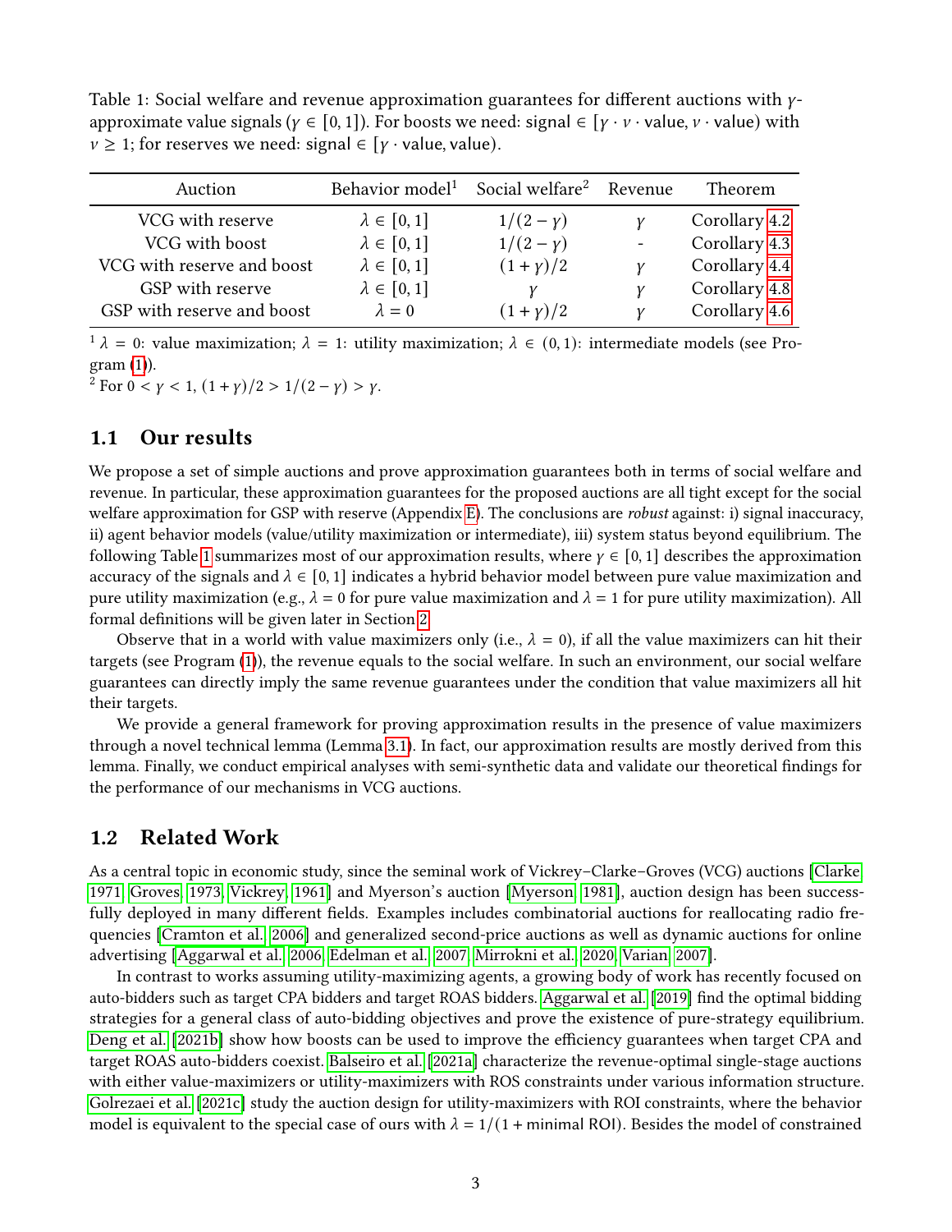Table 1: Social welfare and revenue approximation guarantees for different auctions with $\gamma$-approximate value signals ($\gamma \in [0, 1]$). For boosts we need: signal $\in [\gamma \cdot \nu \cdot \text{value}, \nu \cdot \text{value})$ with $\nu \geq 1$; for reserves we need: signal $\in [\gamma \cdot \text{value}, \text{value})$.

| Auction | Behavior model[1] | Social welfare[2] | Revenue | Theorem |
|---|---|---|---|---|
| VCG with reserve | $\lambda \in [0, 1]$ | $1/(2-\gamma)$ | $\gamma$ | Corollary 4.2 |
| VCG with boost | $\lambda \in [0, 1]$ | $1/(2-\gamma)$ | - | Corollary 4.3 |
| VCG with reserve and boost | $\lambda \in [0, 1]$ | $(1+\gamma)/2$ | $\gamma$ | Corollary 4.4 |
| GSP with reserve | $\lambda \in [0, 1]$ | $\gamma$ | $\gamma$ | Corollary 4.8 |
| GSP with reserve and boost | $\lambda = 0$ | $(1+\gamma)/2$ | $\gamma$ | Corollary 4.6 |

[1] $\lambda = 0$: value maximization; $\lambda = 1$: utility maximization; $\lambda \in (0, 1)$: intermediate models (see Program (1)).
[2] For $0 < \gamma < 1$, $(1+\gamma)/2 > 1/(2-\gamma) > \gamma$.

## 1.1 Our results

We propose a set of simple auctions and prove approximation guarantees both in terms of social welfare and revenue. In particular, these approximation guarantees for the proposed auctions are all tight except for the social welfare approximation for GSP with reserve (Appendix E). The conclusions are *robust* against: i) signal inaccuracy, ii) agent behavior models (value/utility maximization or intermediate), iii) system status beyond equilibrium. The following Table 1 summarizes most of our approximation results, where $\gamma \in [0, 1]$ describes the approximation accuracy of the signals and $\lambda \in [0, 1]$ indicates a hybrid behavior model between pure value maximization and pure utility maximization (e.g., $\lambda = 0$ for pure value maximization and $\lambda = 1$ for pure utility maximization). All formal definitions will be given later in Section 2.

Observe that in a world with value maximizers only (i.e., $\lambda = 0$), if all the value maximizers can hit their targets (see Program (1)), the revenue equals to the social welfare. In such an environment, our social welfare guarantees can directly imply the same revenue guarantees under the condition that value maximizers all hit their targets.

We provide a general framework for proving approximation results in the presence of value maximizers through a novel technical lemma (Lemma 3.1). In fact, our approximation results are mostly derived from this lemma. Finally, we conduct empirical analyses with semi-synthetic data and validate our theoretical findings for the performance of our mechanisms in VCG auctions.

## 1.2 Related Work

As a central topic in economic study, since the seminal work of Vickrey–Clarke–Groves (VCG) auctions [Clarke 1971, Groves 1973, Vickrey 1961] and Myerson's auction [Myerson 1981], auction design has been successfully deployed in many different fields. Examples includes combinatorial auctions for reallocating radio frequencies [Cramton et al. 2006] and generalized second-price auctions as well as dynamic auctions for online advertising [Aggarwal et al. 2006, Edelman et al. 2007, Mirrokni et al. 2020, Varian 2007].

In contrast to works assuming utility-maximizing agents, a growing body of work has recently focused on auto-bidders such as target CPA bidders and target ROAS bidders. Aggarwal et al. [2019] find the optimal bidding strategies for a general class of auto-bidding objectives and prove the existence of pure-strategy equilibrium. Deng et al. [2021b] show how boosts can be used to improve the efficiency guarantees when target CPA and target ROAS auto-bidders coexist. Balseiro et al. [2021a] characterize the revenue-optimal single-stage auctions with either value-maximizers or utility-maximizers with ROS constraints under various information structure. Golrezaei et al. [2021c] study the auction design for utility-maximizers with ROI constraints, where the behavior model is equivalent to the special case of ours with $\lambda = 1/(1 + \text{minimal ROI})$. Besides the model of constrained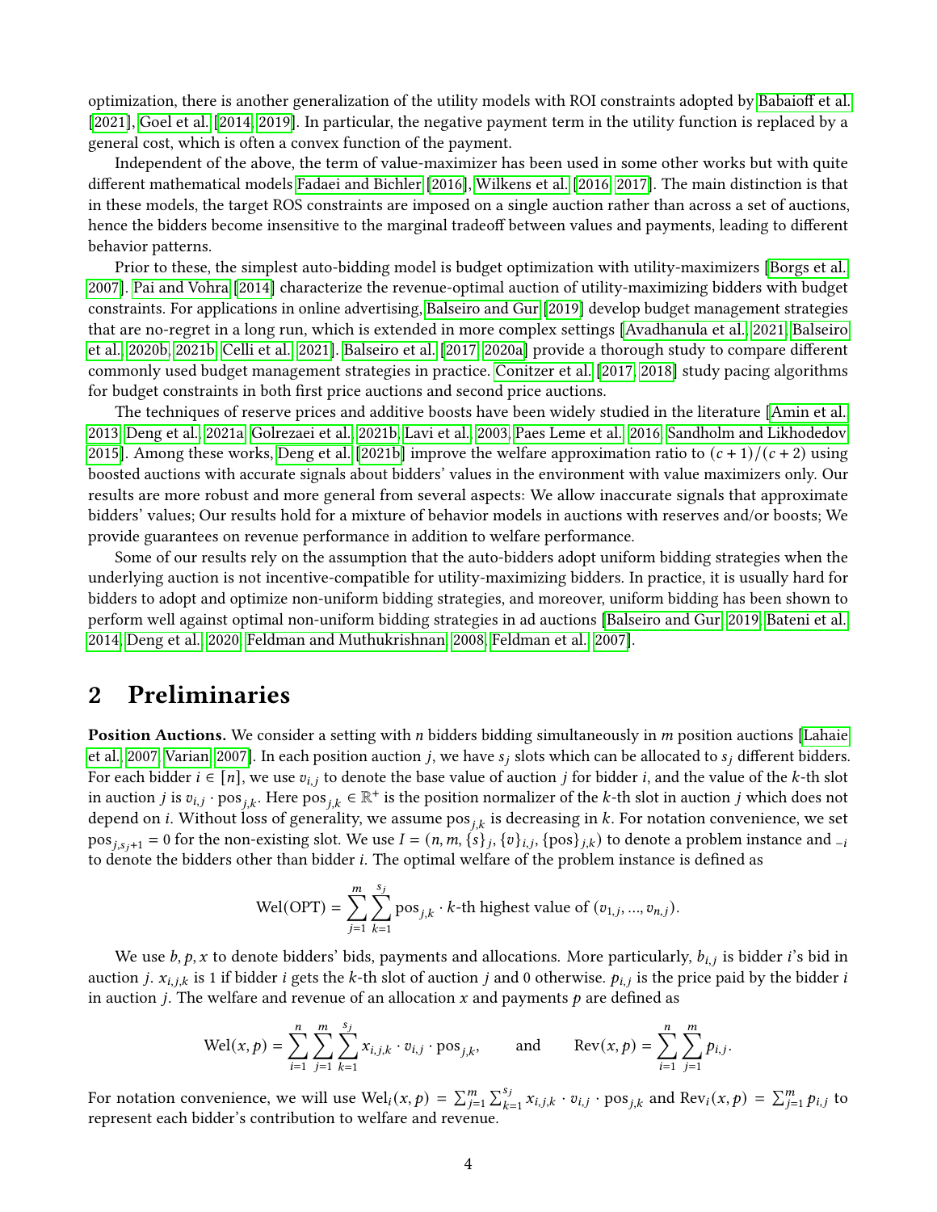optimization, there is another generalization of the utility models with ROI constraints adopted by Babaioff et al. [2021], Goel et al. [2014, 2019]. In particular, the negative payment term in the utility function is replaced by a general cost, which is often a convex function of the payment.

Independent of the above, the term of value-maximizer has been used in some other works but with quite different mathematical models Fadaei and Bichler [2016], Wilkens et al. [2016, 2017]. The main distinction is that in these models, the target ROS constraints are imposed on a single auction rather than across a set of auctions, hence the bidders become insensitive to the marginal tradeoff between values and payments, leading to different behavior patterns.

Prior to these, the simplest auto-bidding model is budget optimization with utility-maximizers [Borgs et al. 2007]. Pai and Vohra [2014] characterize the revenue-optimal auction of utility-maximizing bidders with budget constraints. For applications in online advertising, Balseiro and Gur [2019] develop budget management strategies that are no-regret in a long run, which is extended in more complex settings [Avadhanula et al. 2021, Balseiro et al. 2020b, 2021b, Celli et al. 2021]. Balseiro et al. [2017, 2020a] provide a thorough study to compare different commonly used budget management strategies in practice. Conitzer et al. [2017, 2018] study pacing algorithms for budget constraints in both first price auctions and second price auctions.

The techniques of reserve prices and additive boosts have been widely studied in the literature [Amin et al. 2013, Deng et al. 2021a, Golrezaei et al. 2021b, Lavi et al. 2003, Paes Leme et al. 2016, Sandholm and Likhodedov 2015]. Among these works, Deng et al. [2021b] improve the welfare approximation ratio to $(c+1)/(c+2)$ using boosted auctions with accurate signals about bidders' values in the environment with value maximizers only. Our results are more robust and more general from several aspects: We allow inaccurate signals that approximate bidders' values; Our results hold for a mixture of behavior models in auctions with reserves and/or boosts; We provide guarantees on revenue performance in addition to welfare performance.

Some of our results rely on the assumption that the auto-bidders adopt uniform bidding strategies when the underlying auction is not incentive-compatible for utility-maximizing bidders. In practice, it is usually hard for bidders to adopt and optimize non-uniform bidding strategies, and moreover, uniform bidding has been shown to perform well against optimal non-uniform bidding strategies in ad auctions [Balseiro and Gur 2019, Bateni et al. 2014, Deng et al. 2020, Feldman and Muthukrishnan 2008, Feldman et al. 2007].

## 2 Preliminaries

**Position Auctions.** We consider a setting with $n$ bidders bidding simultaneously in $m$ position auctions [Lahaie et al. 2007, Varian 2007]. In each position auction $j$, we have $s_j$ slots which can be allocated to $s_j$ different bidders. For each bidder $i \in [n]$, we use $v_{i,j}$ to denote the base value of auction $j$ for bidder $i$, and the value of the $k$-th slot in auction $j$ is $v_{i,j} \cdot \mathrm{pos}_{j,k}$. Here $\mathrm{pos}_{j,k} \in \mathbb{R}^+$ is the position normalizer of the $k$-th slot in auction $j$ which does not depend on $i$. Without loss of generality, we assume $\mathrm{pos}_{j,k}$ is decreasing in $k$. For notation convenience, we set $\mathrm{pos}_{j,s_j+1} = 0$ for the non-existing slot. We use $I = (n, m, \{s\}_j, \{v\}_{i,j}, \{\mathrm{pos}\}_{j,k})$ to denote a problem instance and $_{-i}$ to denote the bidders other than bidder $i$. The optimal welfare of the problem instance is defined as

$$\mathrm{Wel}(\mathrm{OPT}) = \sum_{j=1}^{m} \sum_{k=1}^{s_j} \mathrm{pos}_{j,k} \cdot k\text{-th highest value of } (v_{1,j}, ..., v_{n,j}).$$

We use $b, p, x$ to denote bidders' bids, payments and allocations. More particularly, $b_{i,j}$ is bidder $i$'s bid in auction $j$. $x_{i,j,k}$ is 1 if bidder $i$ gets the $k$-th slot of auction $j$ and 0 otherwise. $p_{i,j}$ is the price paid by the bidder $i$ in auction $j$. The welfare and revenue of an allocation $x$ and payments $p$ are defined as

$$\mathrm{Wel}(x, p) = \sum_{i=1}^{n} \sum_{j=1}^{m} \sum_{k=1}^{s_j} x_{i,j,k} \cdot v_{i,j} \cdot \mathrm{pos}_{j,k}, \qquad \text{and} \qquad \mathrm{Rev}(x, p) = \sum_{i=1}^{n} \sum_{j=1}^{m} p_{i,j}.$$

For notation convenience, we will use $\mathrm{Wel}_i(x, p) = \sum_{j=1}^{m} \sum_{k=1}^{s_j} x_{i,j,k} \cdot v_{i,j} \cdot \mathrm{pos}_{j,k}$ and $\mathrm{Rev}_i(x, p) = \sum_{j=1}^{m} p_{i,j}$ to represent each bidder's contribution to welfare and revenue.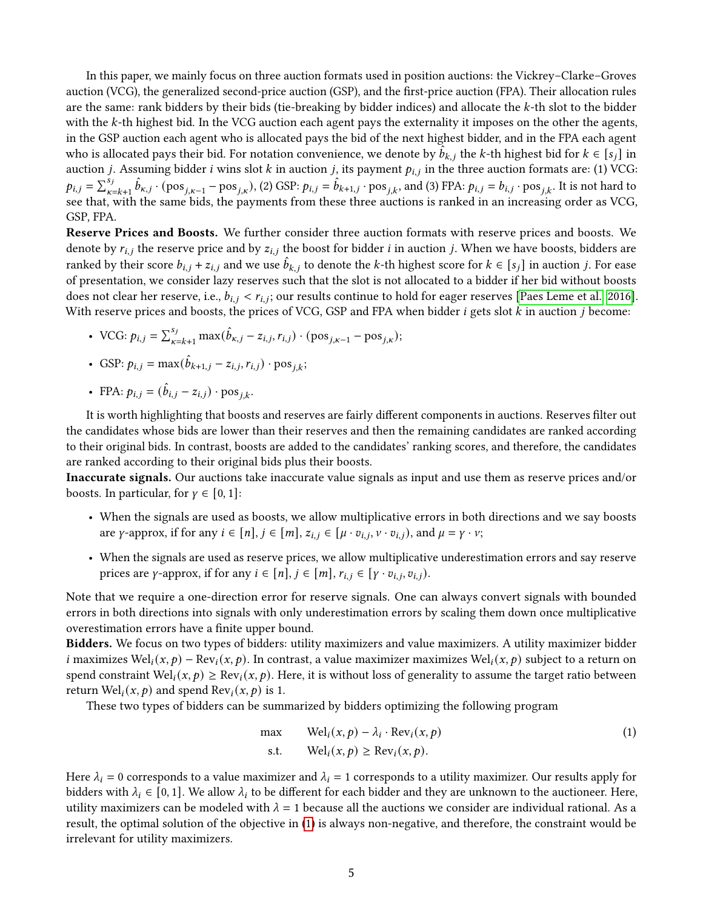In this paper, we mainly focus on three auction formats used in position auctions: the Vickrey–Clarke–Groves auction (VCG), the generalized second-price auction (GSP), and the first-price auction (FPA). Their allocation rules are the same: rank bidders by their bids (tie-breaking by bidder indices) and allocate the $k$-th slot to the bidder with the $k$-th highest bid. In the VCG auction each agent pays the externality it imposes on the other the agents, in the GSP auction each agent who is allocated pays the bid of the next highest bidder, and in the FPA each agent who is allocated pays their bid. For notation convenience, we denote by $\hat{b}_{k,j}$ the $k$-th highest bid for $k \in [s_j]$ in auction $j$. Assuming bidder $i$ wins slot $k$ in auction $j$, its payment $p_{i,j}$ in the three auction formats are: (1) VCG: $p_{i,j} = \sum_{\kappa=k+1}^{s_j} \hat{b}_{\kappa,j} \cdot (\text{pos}_{j,\kappa-1} - \text{pos}_{j,\kappa})$, (2) GSP: $p_{i,j} = \hat{b}_{k+1,j} \cdot \text{pos}_{j,k}$, and (3) FPA: $p_{i,j} = b_{i,j} \cdot \text{pos}_{j,k}$. It is not hard to see that, with the same bids, the payments from these three auctions is ranked in an increasing order as VCG, GSP, FPA.

**Reserve Prices and Boosts.** We further consider three auction formats with reserve prices and boosts. We denote by $r_{i,j}$ the reserve price and by $z_{i,j}$ the boost for bidder $i$ in auction $j$. When we have boosts, bidders are ranked by their score $b_{i,j} + z_{i,j}$ and we use $\hat{b}_{k,j}$ to denote the $k$-th highest score for $k \in [s_j]$ in auction $j$. For ease of presentation, we consider lazy reserves such that the slot is not allocated to a bidder if her bid without boosts does not clear her reserve, i.e., $b_{i,j} < r_{i,j}$; our results continue to hold for eager reserves [Paes Leme et al. 2016]. With reserve prices and boosts, the prices of VCG, GSP and FPA when bidder $i$ gets slot $k$ in auction $j$ become:

- VCG: $p_{i,j} = \sum_{\kappa=k+1}^{s_j} \max(\hat{b}_{\kappa,j} - z_{i,j}, r_{i,j}) \cdot (\text{pos}_{j,\kappa-1} - \text{pos}_{j,\kappa})$;
- GSP: $p_{i,j} = \max(\hat{b}_{k+1,j} - z_{i,j}, r_{i,j}) \cdot \text{pos}_{j,k}$;
- FPA: $p_{i,j} = (\hat{b}_{i,j} - z_{i,j}) \cdot \text{pos}_{j,k}$.

It is worth highlighting that boosts and reserves are fairly different components in auctions. Reserves filter out the candidates whose bids are lower than their reserves and then the remaining candidates are ranked according to their original bids. In contrast, boosts are added to the candidates' ranking scores, and therefore, the candidates are ranked according to their original bids plus their boosts.

**Inaccurate signals.** Our auctions take inaccurate value signals as input and use them as reserve prices and/or boosts. In particular, for $\gamma \in [0, 1]$:

- When the signals are used as boosts, we allow multiplicative errors in both directions and we say boosts are $\gamma$-approx, if for any $i \in [n]$, $j \in [m]$, $z_{i,j} \in [\mu \cdot v_{i,j}, \nu \cdot v_{i,j})$, and $\mu = \gamma \cdot \nu$;
- When the signals are used as reserve prices, we allow multiplicative underestimation errors and say reserve prices are $\gamma$-approx, if for any $i \in [n]$, $j \in [m]$, $r_{i,j} \in [\gamma \cdot v_{i,j}, v_{i,j})$.

Note that we require a one-direction error for reserve signals. One can always convert signals with bounded errors in both directions into signals with only underestimation errors by scaling them down once multiplicative overestimation errors have a finite upper bound.

**Bidders.** We focus on two types of bidders: utility maximizers and value maximizers. A utility maximizer bidder $i$ maximizes $\text{Wel}_i(x, p) - \text{Rev}_i(x, p)$. In contrast, a value maximizer maximizes $\text{Wel}_i(x, p)$ subject to a return on spend constraint $\text{Wel}_i(x, p) \geq \text{Rev}_i(x, p)$. Here, it is without loss of generality to assume the target ratio between return $\text{Wel}_i(x, p)$ and spend $\text{Rev}_i(x, p)$ is 1.

These two types of bidders can be summarized by bidders optimizing the following program

$$
\begin{aligned}
\max \quad & \text{Wel}_i(x, p) - \lambda_i \cdot \text{Rev}_i(x, p) \\
\text{s.t.} \quad & \text{Wel}_i(x, p) \geq \text{Rev}_i(x, p).
\end{aligned}
\tag{1}
$$

Here $\lambda_i = 0$ corresponds to a value maximizer and $\lambda_i = 1$ corresponds to a utility maximizer. Our results apply for bidders with $\lambda_i \in [0, 1]$. We allow $\lambda_i$ to be different for each bidder and they are unknown to the auctioneer. Here, utility maximizers can be modeled with $\lambda = 1$ because all the auctions we consider are individual rational. As a result, the optimal solution of the objective in (1) is always non-negative, and therefore, the constraint would be irrelevant for utility maximizers.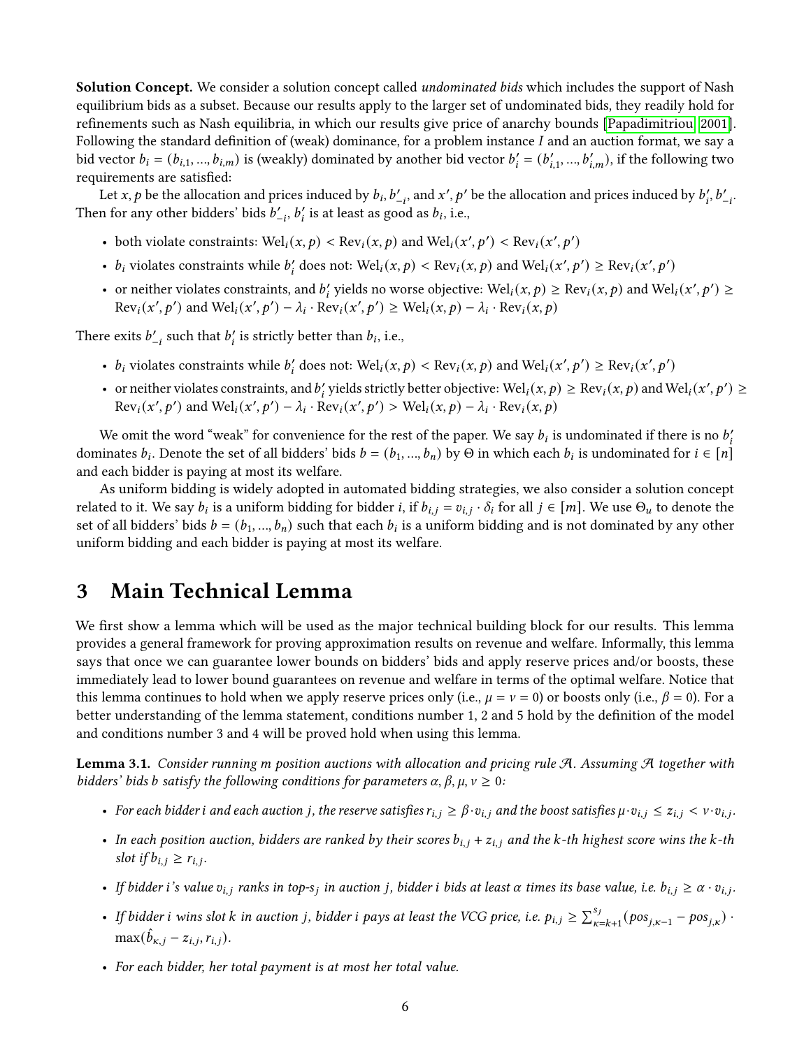**Solution Concept.** We consider a solution concept called *undominated bids* which includes the support of Nash equilibrium bids as a subset. Because our results apply to the larger set of undominated bids, they readily hold for refinements such as Nash equilibria, in which our results give price of anarchy bounds [Papadimitriou, 2001]. Following the standard definition of (weak) dominance, for a problem instance $I$ and an auction format, we say a bid vector $b_i = (b_{i,1}, ..., b_{i,m})$ is (weakly) dominated by another bid vector $b'_i = (b'_{i,1}, ..., b'_{i,m})$, if the following two requirements are satisfied:

Let $x, p$ be the allocation and prices induced by $b_i, b'_{-i}$, and $x', p'$ be the allocation and prices induced by $b'_i, b'_{-i}$. Then for any other bidders' bids $b'_{-i}$, $b'_i$ is at least as good as $b_i$, i.e.,

- both violate constraints: $\text{Wel}_i(x, p) < \text{Rev}_i(x, p)$ and $\text{Wel}_i(x', p') < \text{Rev}_i(x', p')$
- $b_i$ violates constraints while $b'_i$ does not: $\text{Wel}_i(x, p) < \text{Rev}_i(x, p)$ and $\text{Wel}_i(x', p') \geq \text{Rev}_i(x', p')$
- or neither violates constraints, and $b'_i$ yields no worse objective: $\text{Wel}_i(x, p) \geq \text{Rev}_i(x, p)$ and $\text{Wel}_i(x', p') \geq \text{Rev}_i(x', p')$ and $\text{Wel}_i(x', p') - \lambda_i \cdot \text{Rev}_i(x', p') \geq \text{Wel}_i(x, p) - \lambda_i \cdot \text{Rev}_i(x, p)$

There exits $b'_{-i}$ such that $b'_i$ is strictly better than $b_i$, i.e.,

- $b_i$ violates constraints while $b'_i$ does not: $\text{Wel}_i(x, p) < \text{Rev}_i(x, p)$ and $\text{Wel}_i(x', p') \geq \text{Rev}_i(x', p')$
- or neither violates constraints, and $b'_i$ yields strictly better objective: $\text{Wel}_i(x, p) \geq \text{Rev}_i(x, p)$ and $\text{Wel}_i(x', p') \geq \text{Rev}_i(x', p')$ and $\text{Wel}_i(x', p') - \lambda_i \cdot \text{Rev}_i(x', p') > \text{Wel}_i(x, p) - \lambda_i \cdot \text{Rev}_i(x, p)$

We omit the word "weak" for convenience for the rest of the paper. We say $b_i$ is undominated if there is no $b'_i$ dominates $b_i$. Denote the set of all bidders' bids $b = (b_1, ..., b_n)$ by $\Theta$ in which each $b_i$ is undominated for $i \in [n]$ and each bidder is paying at most its welfare.

As uniform bidding is widely adopted in automated bidding strategies, we also consider a solution concept related to it. We say $b_i$ is a uniform bidding for bidder $i$, if $b_{i,j} = v_{i,j} \cdot \delta_i$ for all $j \in [m]$. We use $\Theta_u$ to denote the set of all bidders' bids $b = (b_1, ..., b_n)$ such that each $b_i$ is a uniform bidding and is not dominated by any other uniform bidding and each bidder is paying at most its welfare.

# 3 Main Technical Lemma

We first show a lemma which will be used as the major technical building block for our results. This lemma provides a general framework for proving approximation results on revenue and welfare. Informally, this lemma says that once we can guarantee lower bounds on bidders' bids and apply reserve prices and/or boosts, these immediately lead to lower bound guarantees on revenue and welfare in terms of the optimal welfare. Notice that this lemma continues to hold when we apply reserve prices only (i.e., $\mu = \nu = 0$) or boosts only (i.e., $\beta = 0$). For a better understanding of the lemma statement, conditions number 1, 2 and 5 hold by the definition of the model and conditions number 3 and 4 will be proved hold when using this lemma.

**Lemma 3.1.** *Consider running $m$ position auctions with allocation and pricing rule $\mathcal{A}$. Assuming $\mathcal{A}$ together with bidders' bids $b$ satisfy the following conditions for parameters $\alpha, \beta, \mu, \nu \geq 0$:*

- *For each bidder $i$ and each auction $j$, the reserve satisfies $r_{i,j} \geq \beta \cdot v_{i,j}$ and the boost satisfies $\mu \cdot v_{i,j} \leq z_{i,j} < \nu \cdot v_{i,j}$.*
- *In each position auction, bidders are ranked by their scores $b_{i,j} + z_{i,j}$ and the $k$-th highest score wins the $k$-th slot if $b_{i,j} \geq r_{i,j}$.*
- *If bidder $i$'s value $v_{i,j}$ ranks in top-$s_j$ in auction $j$, bidder $i$ bids at least $\alpha$ times its base value, i.e. $b_{i,j} \geq \alpha \cdot v_{i,j}$.*
- *If bidder $i$ wins slot $k$ in auction $j$, bidder $i$ pays at least the VCG price, i.e. $p_{i,j} \geq \sum_{\kappa=k+1}^{s_j} (pos_{j,\kappa-1} - pos_{j,\kappa}) \cdot \max(\hat{b}_{\kappa,j} - z_{i,j}, r_{i,j})$.*
- *For each bidder, her total payment is at most her total value.*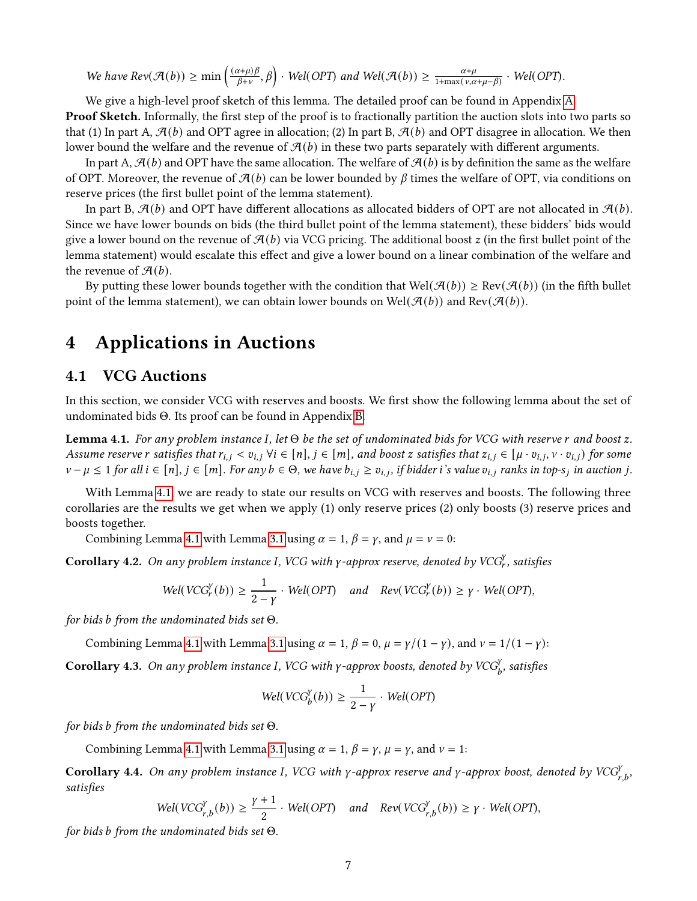*We have* $Rev(\mathcal{A}(b)) \geq \min\left(\frac{(\alpha+\mu)\beta}{\beta+\nu}, \beta\right) \cdot Wel(OPT)$ *and* $Wel(\mathcal{A}(b)) \geq \frac{\alpha+\mu}{1+\max(\nu, \alpha+\mu-\beta)} \cdot Wel(OPT)$.

We give a high-level proof sketch of this lemma. The detailed proof can be found in Appendix A.

**Proof Sketch.** Informally, the first step of the proof is to fractionally partition the auction slots into two parts so that (1) In part A, $\mathcal{A}(b)$ and OPT agree in allocation; (2) In part B, $\mathcal{A}(b)$ and OPT disagree in allocation. We then lower bound the welfare and the revenue of $\mathcal{A}(b)$ in these two parts separately with different arguments.

In part A, $\mathcal{A}(b)$ and OPT have the same allocation. The welfare of $\mathcal{A}(b)$ is by definition the same as the welfare of OPT. Moreover, the revenue of $\mathcal{A}(b)$ can be lower bounded by $\beta$ times the welfare of OPT, via conditions on reserve prices (the first bullet point of the lemma statement).

In part B, $\mathcal{A}(b)$ and OPT have different allocations as allocated bidders of OPT are not allocated in $\mathcal{A}(b)$. Since we have lower bounds on bids (the third bullet point of the lemma statement), these bidders' bids would give a lower bound on the revenue of $\mathcal{A}(b)$ via VCG pricing. The additional boost $z$ (in the first bullet point of the lemma statement) would escalate this effect and give a lower bound on a linear combination of the welfare and the revenue of $\mathcal{A}(b)$.

By putting these lower bounds together with the condition that $\text{Wel}(\mathcal{A}(b)) \geq \text{Rev}(\mathcal{A}(b))$ (in the fifth bullet point of the lemma statement), we can obtain lower bounds on $\text{Wel}(\mathcal{A}(b))$ and $\text{Rev}(\mathcal{A}(b))$.

# 4 Applications in Auctions

## 4.1 VCG Auctions

In this section, we consider VCG with reserves and boosts. We first show the following lemma about the set of undominated bids $\Theta$. Its proof can be found in Appendix B.

**Lemma 4.1.** *For any problem instance $I$, let $\Theta$ be the set of undominated bids for VCG with reserve $r$ and boost $z$. Assume reserve $r$ satisfies that $r_{i,j} < v_{i,j}\ \forall i \in [n], j \in [m]$, and boost $z$ satisfies that $z_{i,j} \in [\mu \cdot v_{i,j}, \nu \cdot v_{i,j})$ for some $\nu - \mu \leq 1$ for all $i \in [n], j \in [m]$. For any $b \in \Theta$, we have $b_{i,j} \geq v_{i,j}$, if bidder $i$'s value $v_{i,j}$ ranks in top-$s_j$ in auction $j$.*

With Lemma 4.1, we are ready to state our results on VCG with reserves and boosts. The following three corollaries are the results we get when we apply (1) only reserve prices (2) only boosts (3) reserve prices and boosts together.

Combining Lemma 4.1 with Lemma 3.1 using $\alpha = 1$, $\beta = \gamma$, and $\mu = \nu = 0$:

**Corollary 4.2.** *On any problem instance $I$, VCG with $\gamma$-approx reserve, denoted by $VCG_r^\gamma$, satisfies*

$$Wel(VCG_r^\gamma(b)) \geq \frac{1}{2-\gamma} \cdot Wel(OPT) \quad \text{and} \quad Rev(VCG_r^\gamma(b)) \geq \gamma \cdot Wel(OPT),$$

*for bids $b$ from the undominated bids set $\Theta$.*

Combining Lemma 4.1 with Lemma 3.1 using $\alpha = 1$, $\beta = 0$, $\mu = \gamma/(1-\gamma)$, and $\nu = 1/(1-\gamma)$:

**Corollary 4.3.** *On any problem instance $I$, VCG with $\gamma$-approx boosts, denoted by $VCG_b^\gamma$, satisfies*

$$Wel(VCG_b^\gamma(b)) \geq \frac{1}{2-\gamma} \cdot Wel(OPT)$$

*for bids $b$ from the undominated bids set $\Theta$.*

Combining Lemma 4.1 with Lemma 3.1 using $\alpha = 1$, $\beta = \gamma$, $\mu = \gamma$, and $\nu = 1$:

**Corollary 4.4.** *On any problem instance $I$, VCG with $\gamma$-approx reserve and $\gamma$-approx boost, denoted by $VCG_{r,b}^\gamma$, satisfies*

$$Wel(VCG_{r,b}^\gamma(b)) \geq \frac{\gamma+1}{2} \cdot Wel(OPT) \quad \text{and} \quad Rev(VCG_{r,b}^\gamma(b)) \geq \gamma \cdot Wel(OPT),$$

*for bids $b$ from the undominated bids set $\Theta$.*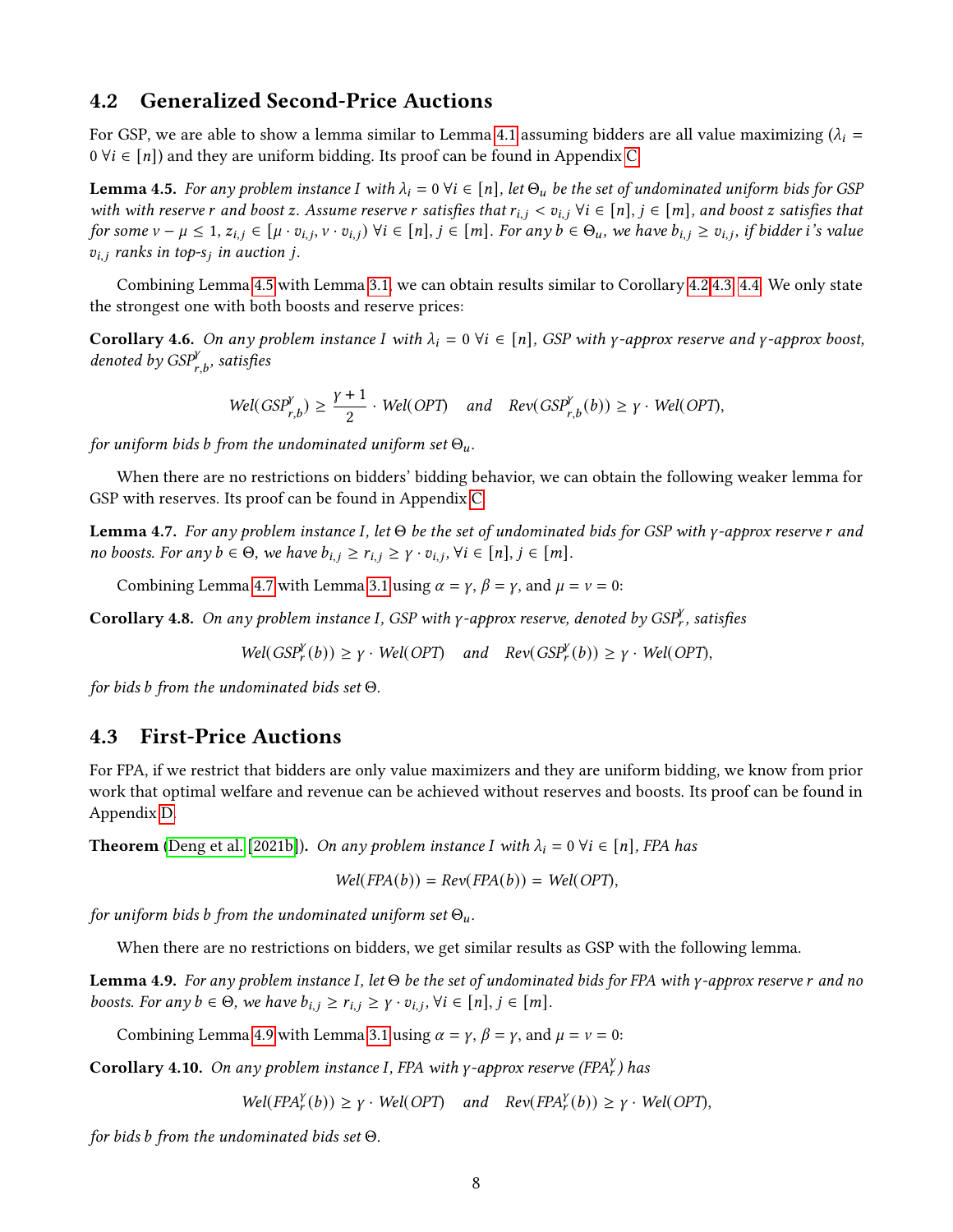## 4.2 Generalized Second-Price Auctions

For GSP, we are able to show a lemma similar to Lemma 4.1 assuming bidders are all value maximizing ($\lambda_i = 0\ \forall i \in [n]$) and they are uniform bidding. Its proof can be found in Appendix C.

**Lemma 4.5.** *For any problem instance $I$ with $\lambda_i = 0\ \forall i \in [n]$, let $\Theta_u$ be the set of undominated uniform bids for GSP with with reserve $r$ and boost $z$. Assume reserve $r$ satisfies that $r_{i,j} < v_{i,j}\ \forall i \in [n], j \in [m]$, and boost $z$ satisfies that for some $\nu - \mu \leq 1$, $z_{i,j} \in [\mu \cdot v_{i,j}, \nu \cdot v_{i,j})\ \forall i \in [n], j \in [m]$. For any $b \in \Theta_u$, we have $b_{i,j} \geq v_{i,j}$, if bidder $i$'s value $v_{i,j}$ ranks in top-$s_j$ in auction $j$.*

Combining Lemma 4.5 with Lemma 3.1, we can obtain results similar to Corollary 4.2 4.3, 4.4. We only state the strongest one with both boosts and reserve prices:

**Corollary 4.6.** *On any problem instance $I$ with $\lambda_i = 0\ \forall i \in [n]$, GSP with $\gamma$-approx reserve and $\gamma$-approx boost, denoted by $GSP^{\gamma}_{r,b}$, satisfies*

$$Wel(GSP^{\gamma}_{r,b}) \geq \frac{\gamma + 1}{2} \cdot Wel(OPT) \quad \text{and} \quad Rev(GSP^{\gamma}_{r,b}(b)) \geq \gamma \cdot Wel(OPT),$$

*for uniform bids $b$ from the undominated uniform set $\Theta_u$.*

When there are no restrictions on bidders' bidding behavior, we can obtain the following weaker lemma for GSP with reserves. Its proof can be found in Appendix C.

**Lemma 4.7.** *For any problem instance $I$, let $\Theta$ be the set of undominated bids for GSP with $\gamma$-approx reserve $r$ and no boosts. For any $b \in \Theta$, we have $b_{i,j} \geq r_{i,j} \geq \gamma \cdot v_{i,j}, \forall i \in [n], j \in [m]$.*

Combining Lemma 4.7 with Lemma 3.1 using $\alpha = \gamma$, $\beta = \gamma$, and $\mu = \nu = 0$:

**Corollary 4.8.** *On any problem instance $I$, GSP with $\gamma$-approx reserve, denoted by $GSP^{\gamma}_{r}$, satisfies*

$$Wel(GSP^{\gamma}_{r}(b)) \geq \gamma \cdot Wel(OPT) \quad \text{and} \quad Rev(GSP^{\gamma}_{r}(b)) \geq \gamma \cdot Wel(OPT),$$

*for bids $b$ from the undominated bids set $\Theta$.*

## 4.3 First-Price Auctions

For FPA, if we restrict that bidders are only value maximizers and they are uniform bidding, we know from prior work that optimal welfare and revenue can be achieved without reserves and boosts. Its proof can be found in Appendix D.

**Theorem (Deng et al. [2021b]).** *On any problem instance $I$ with $\lambda_i = 0\ \forall i \in [n]$, FPA has*

$$Wel(FPA(b)) = Rev(FPA(b)) = Wel(OPT),$$

*for uniform bids $b$ from the undominated uniform set $\Theta_u$.*

When there are no restrictions on bidders, we get similar results as GSP with the following lemma.

**Lemma 4.9.** *For any problem instance $I$, let $\Theta$ be the set of undominated bids for FPA with $\gamma$-approx reserve $r$ and no boosts. For any $b \in \Theta$, we have $b_{i,j} \geq r_{i,j} \geq \gamma \cdot v_{i,j}, \forall i \in [n], j \in [m]$.*

Combining Lemma 4.9 with Lemma 3.1 using $\alpha = \gamma$, $\beta = \gamma$, and $\mu = \nu = 0$:

**Corollary 4.10.** *On any problem instance $I$, FPA with $\gamma$-approx reserve ($FPA^{\gamma}_{r}$) has*

$$Wel(FPA^{\gamma}_{r}(b)) \geq \gamma \cdot Wel(OPT) \quad \text{and} \quad Rev(FPA^{\gamma}_{r}(b)) \geq \gamma \cdot Wel(OPT),$$

*for bids $b$ from the undominated bids set $\Theta$.*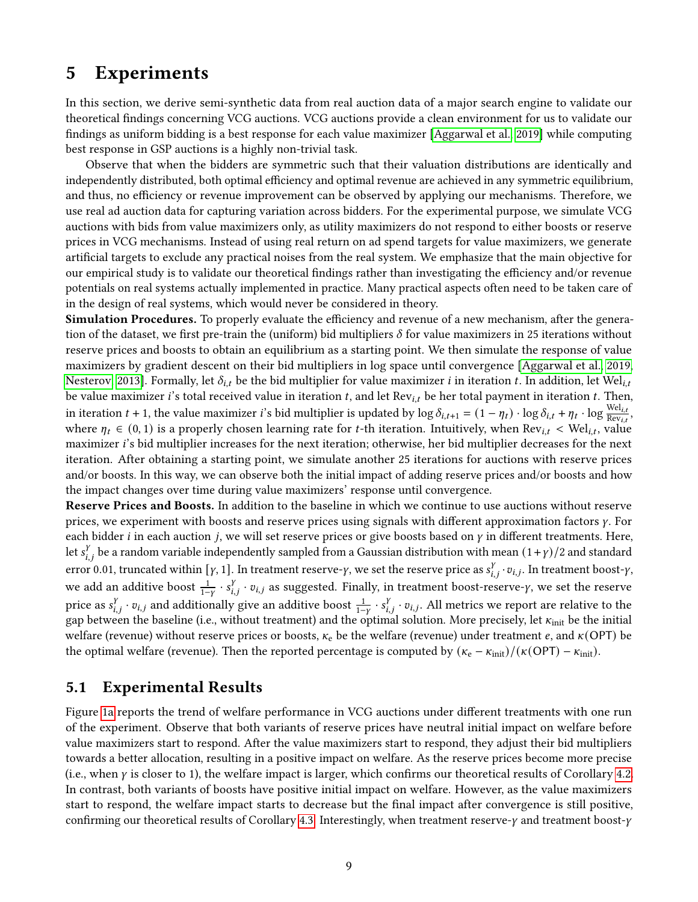# 5 Experiments

In this section, we derive semi-synthetic data from real auction data of a major search engine to validate our theoretical findings concerning VCG auctions. VCG auctions provide a clean environment for us to validate our findings as uniform bidding is a best response for each value maximizer [Aggarwal et al. 2019] while computing best response in GSP auctions is a highly non-trivial task.

Observe that when the bidders are symmetric such that their valuation distributions are identically and independently distributed, both optimal efficiency and optimal revenue are achieved in any symmetric equilibrium, and thus, no efficiency or revenue improvement can be observed by applying our mechanisms. Therefore, we use real ad auction data for capturing variation across bidders. For the experimental purpose, we simulate VCG auctions with bids from value maximizers only, as utility maximizers do not respond to either boosts or reserve prices in VCG mechanisms. Instead of using real return on ad spend targets for value maximizers, we generate artificial targets to exclude any practical noises from the real system. We emphasize that the main objective for our empirical study is to validate our theoretical findings rather than investigating the efficiency and/or revenue potentials on real systems actually implemented in practice. Many practical aspects often need to be taken care of in the design of real systems, which would never be considered in theory.

**Simulation Procedures.** To properly evaluate the efficiency and revenue of a new mechanism, after the generation of the dataset, we first pre-train the (uniform) bid multipliers $\delta$ for value maximizers in 25 iterations without reserve prices and boosts to obtain an equilibrium as a starting point. We then simulate the response of value maximizers by gradient descent on their bid multipliers in log space until convergence [Aggarwal et al. 2019, Nesterov 2013]. Formally, let $\delta_{i,t}$ be the bid multiplier for value maximizer $i$ in iteration $t$. In addition, let $\mathrm{Wel}_{i,t}$ be value maximizer $i$'s total received value in iteration $t$, and let $\mathrm{Rev}_{i,t}$ be her total payment in iteration $t$. Then, in iteration $t+1$, the value maximizer $i$'s bid multiplier is updated by $\log \delta_{i,t+1} = (1-\eta_t) \cdot \log \delta_{i,t} + \eta_t \cdot \log \frac{\mathrm{Wel}_{i,t}}{\mathrm{Rev}_{i,t}}$, where $\eta_t \in (0,1)$ is a properly chosen learning rate for $t$-th iteration. Intuitively, when $\mathrm{Rev}_{i,t} < \mathrm{Wel}_{i,t}$, value maximizer $i$'s bid multiplier increases for the next iteration; otherwise, her bid multiplier decreases for the next iteration. After obtaining a starting point, we simulate another 25 iterations for auctions with reserve prices and/or boosts. In this way, we can observe both the initial impact of adding reserve prices and/or boosts and how the impact changes over time during value maximizers' response until convergence.

**Reserve Prices and Boosts.** In addition to the baseline in which we continue to use auctions without reserve prices, we experiment with boosts and reserve prices using signals with different approximation factors $\gamma$. For each bidder $i$ in each auction $j$, we will set reserve prices or give boosts based on $\gamma$ in different treatments. Here, let $s_{i,j}^{\gamma}$ be a random variable independently sampled from a Gaussian distribution with mean $(1+\gamma)/2$ and standard error 0.01, truncated within $[\gamma, 1]$. In treatment reserve-$\gamma$, we set the reserve price as $s_{i,j}^{\gamma} \cdot v_{i,j}$. In treatment boost-$\gamma$, we add an additive boost $\frac{1}{1-\gamma} \cdot s_{i,j}^{\gamma} \cdot v_{i,j}$ as suggested. Finally, in treatment boost-reserve-$\gamma$, we set the reserve price as $s_{i,j}^{\gamma} \cdot v_{i,j}$ and additionally give an additive boost $\frac{1}{1-\gamma} \cdot s_{i,j}^{\gamma} \cdot v_{i,j}$. All metrics we report are relative to the gap between the baseline (i.e., without treatment) and the optimal solution. More precisely, let $\kappa_{\mathrm{init}}$ be the initial welfare (revenue) without reserve prices or boosts, $\kappa_{\mathrm{e}}$ be the welfare (revenue) under treatment $e$, and $\kappa(\mathrm{OPT})$ be the optimal welfare (revenue). Then the reported percentage is computed by $(\kappa_{\mathrm{e}} - \kappa_{\mathrm{init}})/(\kappa(\mathrm{OPT}) - \kappa_{\mathrm{init}})$.

## 5.1 Experimental Results

Figure 1a reports the trend of welfare performance in VCG auctions under different treatments with one run of the experiment. Observe that both variants of reserve prices have neutral initial impact on welfare before value maximizers start to respond. After the value maximizers start to respond, they adjust their bid multipliers towards a better allocation, resulting in a positive impact on welfare. As the reserve prices become more precise (i.e., when $\gamma$ is closer to 1), the welfare impact is larger, which confirms our theoretical results of Corollary 4.2. In contrast, both variants of boosts have positive initial impact on welfare. However, as the value maximizers start to respond, the welfare impact starts to decrease but the final impact after convergence is still positive, confirming our theoretical results of Corollary 4.3. Interestingly, when treatment reserve-$\gamma$ and treatment boost-$\gamma$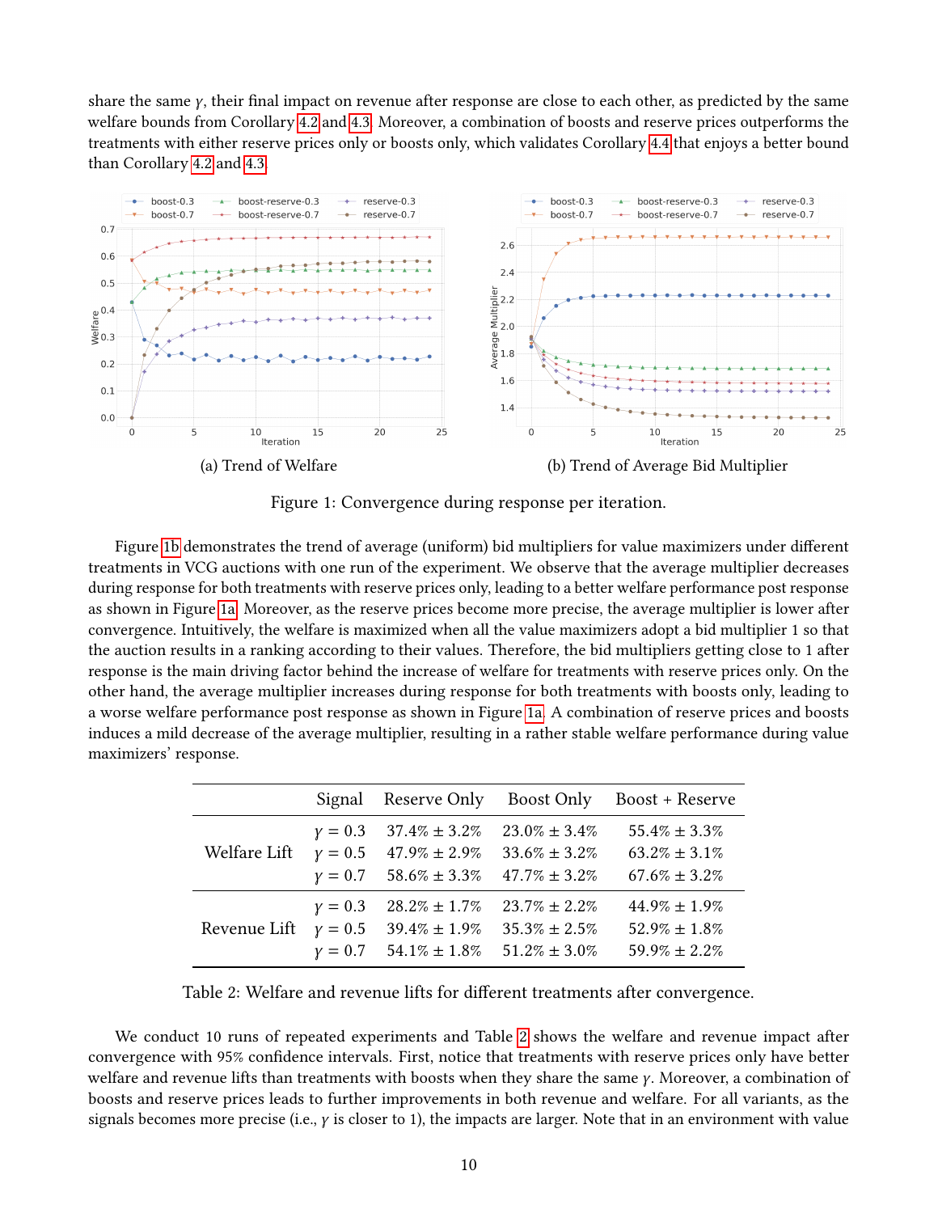share the same $\gamma$, their final impact on revenue after response are close to each other, as predicted by the same welfare bounds from Corollary 4.2 and 4.3. Moreover, a combination of boosts and reserve prices outperforms the treatments with either reserve prices only or boosts only, which validates Corollary 4.4 that enjoys a better bound than Corollary 4.2 and 4.3.

(a) Trend of Welfare

(b) Trend of Average Bid Multiplier

Figure 1: Convergence during response per iteration.

Figure 1b demonstrates the trend of average (uniform) bid multipliers for value maximizers under different treatments in VCG auctions with one run of the experiment. We observe that the average multiplier decreases during response for both treatments with reserve prices only, leading to a better welfare performance post response as shown in Figure 1a. Moreover, as the reserve prices become more precise, the average multiplier is lower after convergence. Intuitively, the welfare is maximized when all the value maximizers adopt a bid multiplier 1 so that the auction results in a ranking according to their values. Therefore, the bid multipliers getting close to 1 after response is the main driving factor behind the increase of welfare for treatments with reserve prices only. On the other hand, the average multiplier increases during response for both treatments with boosts only, leading to a worse welfare performance post response as shown in Figure 1a. A combination of reserve prices and boosts induces a mild decrease of the average multiplier, resulting in a rather stable welfare performance during value maximizers' response.

| | Signal | Reserve Only | Boost Only | Boost + Reserve |
|---|---|---|---|---|
| Welfare Lift | $\gamma = 0.3$ | $37.4\% \pm 3.2\%$ | $23.0\% \pm 3.4\%$ | $55.4\% \pm 3.3\%$ |
| | $\gamma = 0.5$ | $47.9\% \pm 2.9\%$ | $33.6\% \pm 3.2\%$ | $63.2\% \pm 3.1\%$ |
| | $\gamma = 0.7$ | $58.6\% \pm 3.3\%$ | $47.7\% \pm 3.2\%$ | $67.6\% \pm 3.2\%$ |
| Revenue Lift | $\gamma = 0.3$ | $28.2\% \pm 1.7\%$ | $23.7\% \pm 2.2\%$ | $44.9\% \pm 1.9\%$ |
| | $\gamma = 0.5$ | $39.4\% \pm 1.9\%$ | $35.3\% \pm 2.5\%$ | $52.9\% \pm 1.8\%$ |
| | $\gamma = 0.7$ | $54.1\% \pm 1.8\%$ | $51.2\% \pm 3.0\%$ | $59.9\% \pm 2.2\%$ |

Table 2: Welfare and revenue lifts for different treatments after convergence.

We conduct 10 runs of repeated experiments and Table 2 shows the welfare and revenue impact after convergence with 95% confidence intervals. First, notice that treatments with reserve prices only have better welfare and revenue lifts than treatments with boosts when they share the same $\gamma$. Moreover, a combination of boosts and reserve prices leads to further improvements in both revenue and welfare. For all variants, as the signals becomes more precise (i.e., $\gamma$ is closer to 1), the impacts are larger. Note that in an environment with value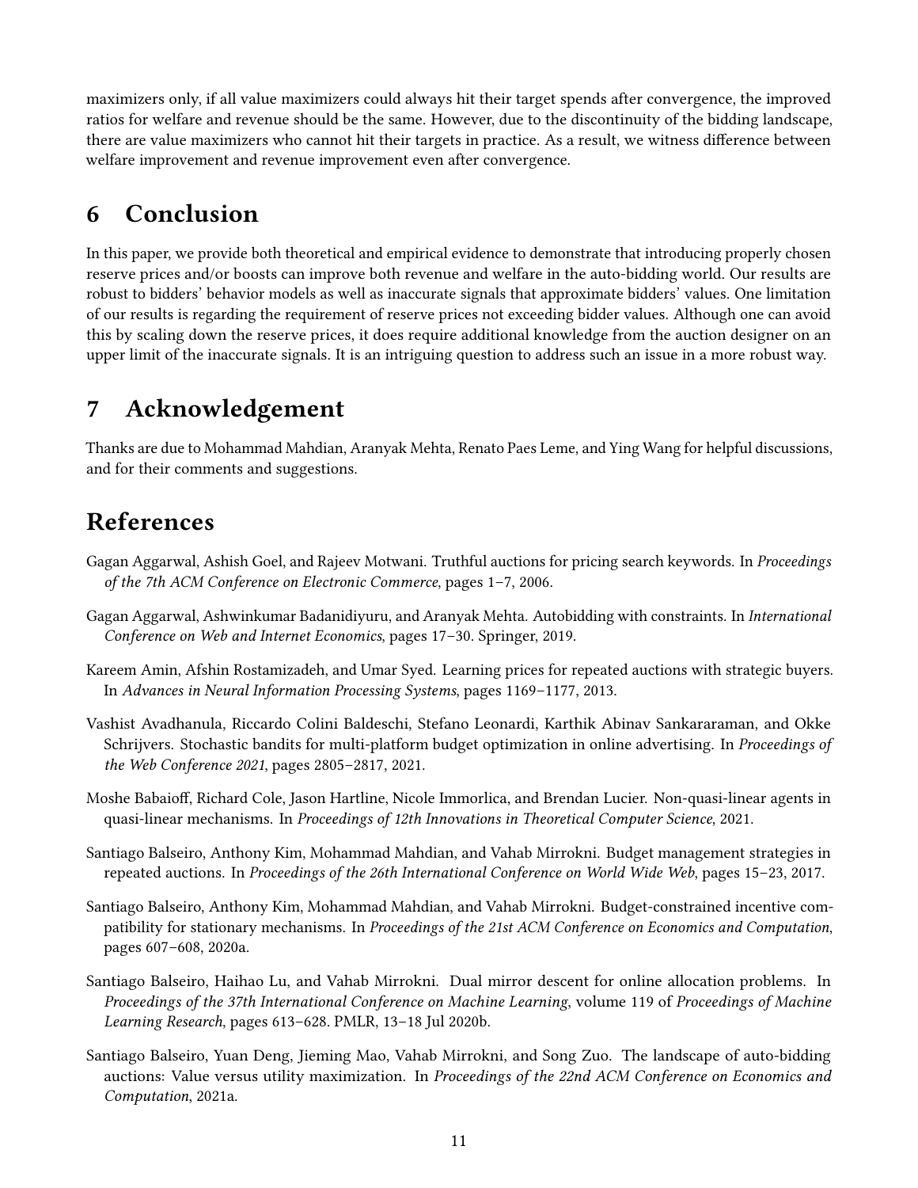maximizers only, if all value maximizers could always hit their target spends after convergence, the improved ratios for welfare and revenue should be the same. However, due to the discontinuity of the bidding landscape, there are value maximizers who cannot hit their targets in practice. As a result, we witness difference between welfare improvement and revenue improvement even after convergence.

## 6 Conclusion

In this paper, we provide both theoretical and empirical evidence to demonstrate that introducing properly chosen reserve prices and/or boosts can improve both revenue and welfare in the auto-bidding world. Our results are robust to bidders' behavior models as well as inaccurate signals that approximate bidders' values. One limitation of our results is regarding the requirement of reserve prices not exceeding bidder values. Although one can avoid this by scaling down the reserve prices, it does require additional knowledge from the auction designer on an upper limit of the inaccurate signals. It is an intriguing question to address such an issue in a more robust way.

## 7 Acknowledgement

Thanks are due to Mohammad Mahdian, Aranyak Mehta, Renato Paes Leme, and Ying Wang for helpful discussions, and for their comments and suggestions.

## References

Gagan Aggarwal, Ashish Goel, and Rajeev Motwani. Truthful auctions for pricing search keywords. In *Proceedings of the 7th ACM Conference on Electronic Commerce*, pages 1–7, 2006.

Gagan Aggarwal, Ashwinkumar Badanidiyuru, and Aranyak Mehta. Autobidding with constraints. In *International Conference on Web and Internet Economics*, pages 17–30. Springer, 2019.

Kareem Amin, Afshin Rostamizadeh, and Umar Syed. Learning prices for repeated auctions with strategic buyers. In *Advances in Neural Information Processing Systems*, pages 1169–1177, 2013.

Vashist Avadhanula, Riccardo Colini Baldeschi, Stefano Leonardi, Karthik Abinav Sankararaman, and Okke Schrijvers. Stochastic bandits for multi-platform budget optimization in online advertising. In *Proceedings of the Web Conference 2021*, pages 2805–2817, 2021.

Moshe Babaioff, Richard Cole, Jason Hartline, Nicole Immorlica, and Brendan Lucier. Non-quasi-linear agents in quasi-linear mechanisms. In *Proceedings of 12th Innovations in Theoretical Computer Science*, 2021.

Santiago Balseiro, Anthony Kim, Mohammad Mahdian, and Vahab Mirrokni. Budget management strategies in repeated auctions. In *Proceedings of the 26th International Conference on World Wide Web*, pages 15–23, 2017.

Santiago Balseiro, Anthony Kim, Mohammad Mahdian, and Vahab Mirrokni. Budget-constrained incentive compatibility for stationary mechanisms. In *Proceedings of the 21st ACM Conference on Economics and Computation*, pages 607–608, 2020a.

Santiago Balseiro, Haihao Lu, and Vahab Mirrokni. Dual mirror descent for online allocation problems. In *Proceedings of the 37th International Conference on Machine Learning*, volume 119 of *Proceedings of Machine Learning Research*, pages 613–628. PMLR, 13–18 Jul 2020b.

Santiago Balseiro, Yuan Deng, Jieming Mao, Vahab Mirrokni, and Song Zuo. The landscape of auto-bidding auctions: Value versus utility maximization. In *Proceedings of the 22nd ACM Conference on Economics and Computation*, 2021a.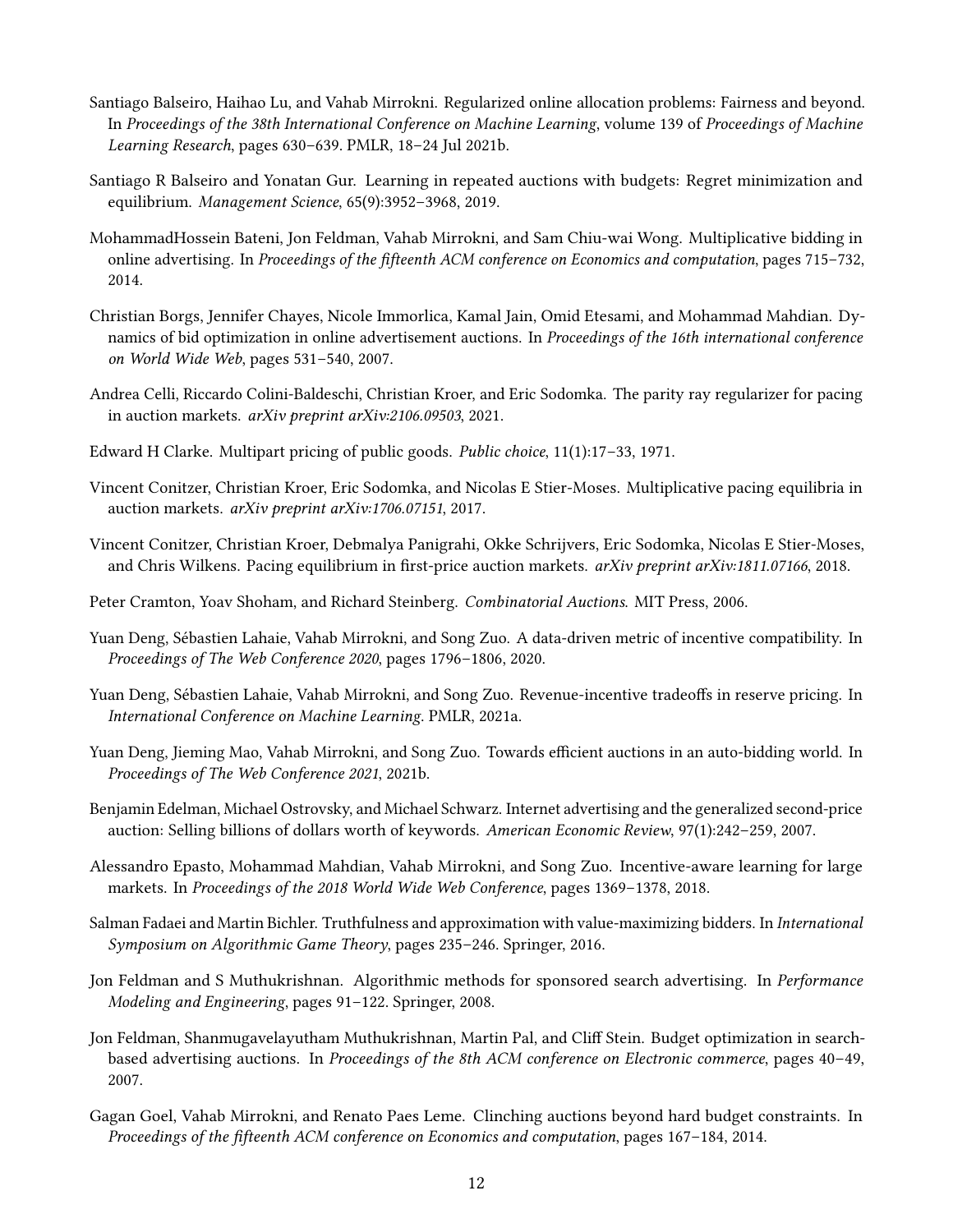Santiago Balseiro, Haihao Lu, and Vahab Mirrokni. Regularized online allocation problems: Fairness and beyond. In *Proceedings of the 38th International Conference on Machine Learning*, volume 139 of *Proceedings of Machine Learning Research*, pages 630–639. PMLR, 18–24 Jul 2021b.

Santiago R Balseiro and Yonatan Gur. Learning in repeated auctions with budgets: Regret minimization and equilibrium. *Management Science*, 65(9):3952–3968, 2019.

MohammadHossein Bateni, Jon Feldman, Vahab Mirrokni, and Sam Chiu-wai Wong. Multiplicative bidding in online advertising. In *Proceedings of the fifteenth ACM conference on Economics and computation*, pages 715–732, 2014.

Christian Borgs, Jennifer Chayes, Nicole Immorlica, Kamal Jain, Omid Etesami, and Mohammad Mahdian. Dynamics of bid optimization in online advertisement auctions. In *Proceedings of the 16th international conference on World Wide Web*, pages 531–540, 2007.

Andrea Celli, Riccardo Colini-Baldeschi, Christian Kroer, and Eric Sodomka. The parity ray regularizer for pacing in auction markets. *arXiv preprint arXiv:2106.09503*, 2021.

Edward H Clarke. Multipart pricing of public goods. *Public choice*, 11(1):17–33, 1971.

Vincent Conitzer, Christian Kroer, Eric Sodomka, and Nicolas E Stier-Moses. Multiplicative pacing equilibria in auction markets. *arXiv preprint arXiv:1706.07151*, 2017.

Vincent Conitzer, Christian Kroer, Debmalya Panigrahi, Okke Schrijvers, Eric Sodomka, Nicolas E Stier-Moses, and Chris Wilkens. Pacing equilibrium in first-price auction markets. *arXiv preprint arXiv:1811.07166*, 2018.

Peter Cramton, Yoav Shoham, and Richard Steinberg. *Combinatorial Auctions*. MIT Press, 2006.

Yuan Deng, Sébastien Lahaie, Vahab Mirrokni, and Song Zuo. A data-driven metric of incentive compatibility. In *Proceedings of The Web Conference 2020*, pages 1796–1806, 2020.

Yuan Deng, Sébastien Lahaie, Vahab Mirrokni, and Song Zuo. Revenue-incentive tradeoffs in reserve pricing. In *International Conference on Machine Learning*. PMLR, 2021a.

Yuan Deng, Jieming Mao, Vahab Mirrokni, and Song Zuo. Towards efficient auctions in an auto-bidding world. In *Proceedings of The Web Conference 2021*, 2021b.

Benjamin Edelman, Michael Ostrovsky, and Michael Schwarz. Internet advertising and the generalized second-price auction: Selling billions of dollars worth of keywords. *American Economic Review*, 97(1):242–259, 2007.

Alessandro Epasto, Mohammad Mahdian, Vahab Mirrokni, and Song Zuo. Incentive-aware learning for large markets. In *Proceedings of the 2018 World Wide Web Conference*, pages 1369–1378, 2018.

Salman Fadaei and Martin Bichler. Truthfulness and approximation with value-maximizing bidders. In *International Symposium on Algorithmic Game Theory*, pages 235–246. Springer, 2016.

Jon Feldman and S Muthukrishnan. Algorithmic methods for sponsored search advertising. In *Performance Modeling and Engineering*, pages 91–122. Springer, 2008.

Jon Feldman, Shanmugavelayutham Muthukrishnan, Martin Pal, and Cliff Stein. Budget optimization in search-based advertising auctions. In *Proceedings of the 8th ACM conference on Electronic commerce*, pages 40–49, 2007.

Gagan Goel, Vahab Mirrokni, and Renato Paes Leme. Clinching auctions beyond hard budget constraints. In *Proceedings of the fifteenth ACM conference on Economics and computation*, pages 167–184, 2014.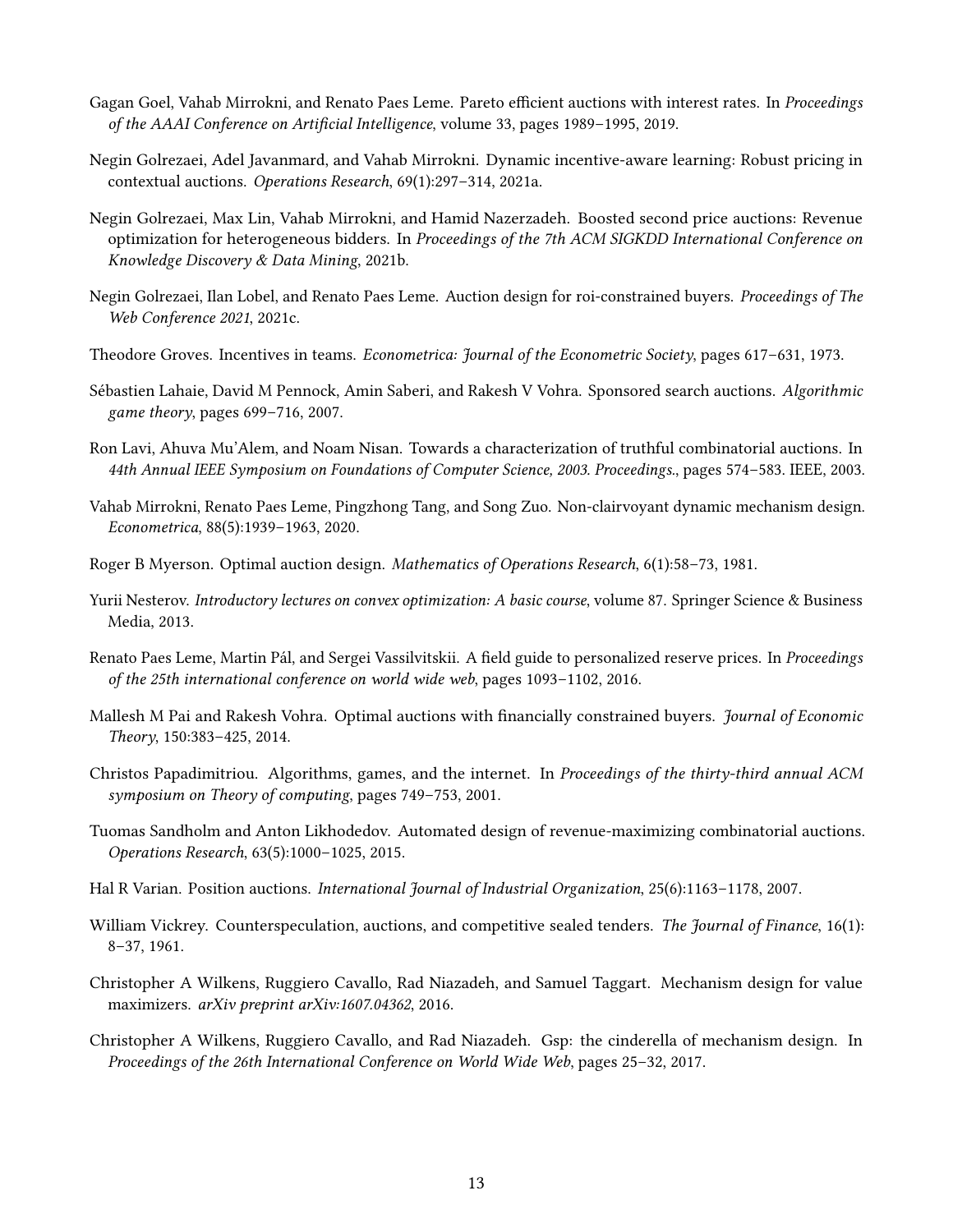Gagan Goel, Vahab Mirrokni, and Renato Paes Leme. Pareto efficient auctions with interest rates. In *Proceedings of the AAAI Conference on Artificial Intelligence*, volume 33, pages 1989–1995, 2019.

Negin Golrezaei, Adel Javanmard, and Vahab Mirrokni. Dynamic incentive-aware learning: Robust pricing in contextual auctions. *Operations Research*, 69(1):297–314, 2021a.

Negin Golrezaei, Max Lin, Vahab Mirrokni, and Hamid Nazerzadeh. Boosted second price auctions: Revenue optimization for heterogeneous bidders. In *Proceedings of the 7th ACM SIGKDD International Conference on Knowledge Discovery & Data Mining*, 2021b.

Negin Golrezaei, Ilan Lobel, and Renato Paes Leme. Auction design for roi-constrained buyers. *Proceedings of The Web Conference 2021*, 2021c.

Theodore Groves. Incentives in teams. *Econometrica: Journal of the Econometric Society*, pages 617–631, 1973.

Sébastien Lahaie, David M Pennock, Amin Saberi, and Rakesh V Vohra. Sponsored search auctions. *Algorithmic game theory*, pages 699–716, 2007.

Ron Lavi, Ahuva Mu'Alem, and Noam Nisan. Towards a characterization of truthful combinatorial auctions. In *44th Annual IEEE Symposium on Foundations of Computer Science, 2003. Proceedings.*, pages 574–583. IEEE, 2003.

Vahab Mirrokni, Renato Paes Leme, Pingzhong Tang, and Song Zuo. Non-clairvoyant dynamic mechanism design. *Econometrica*, 88(5):1939–1963, 2020.

Roger B Myerson. Optimal auction design. *Mathematics of Operations Research*, 6(1):58–73, 1981.

Yurii Nesterov. *Introductory lectures on convex optimization: A basic course*, volume 87. Springer Science & Business Media, 2013.

Renato Paes Leme, Martin Pál, and Sergei Vassilvitskii. A field guide to personalized reserve prices. In *Proceedings of the 25th international conference on world wide web*, pages 1093–1102, 2016.

Mallesh M Pai and Rakesh Vohra. Optimal auctions with financially constrained buyers. *Journal of Economic Theory*, 150:383–425, 2014.

Christos Papadimitriou. Algorithms, games, and the internet. In *Proceedings of the thirty-third annual ACM symposium on Theory of computing*, pages 749–753, 2001.

Tuomas Sandholm and Anton Likhodedov. Automated design of revenue-maximizing combinatorial auctions. *Operations Research*, 63(5):1000–1025, 2015.

Hal R Varian. Position auctions. *International Journal of Industrial Organization*, 25(6):1163–1178, 2007.

William Vickrey. Counterspeculation, auctions, and competitive sealed tenders. *The Journal of Finance*, 16(1): 8–37, 1961.

Christopher A Wilkens, Ruggiero Cavallo, Rad Niazadeh, and Samuel Taggart. Mechanism design for value maximizers. *arXiv preprint arXiv:1607.04362*, 2016.

Christopher A Wilkens, Ruggiero Cavallo, and Rad Niazadeh. Gsp: the cinderella of mechanism design. In *Proceedings of the 26th International Conference on World Wide Web*, pages 25–32, 2017.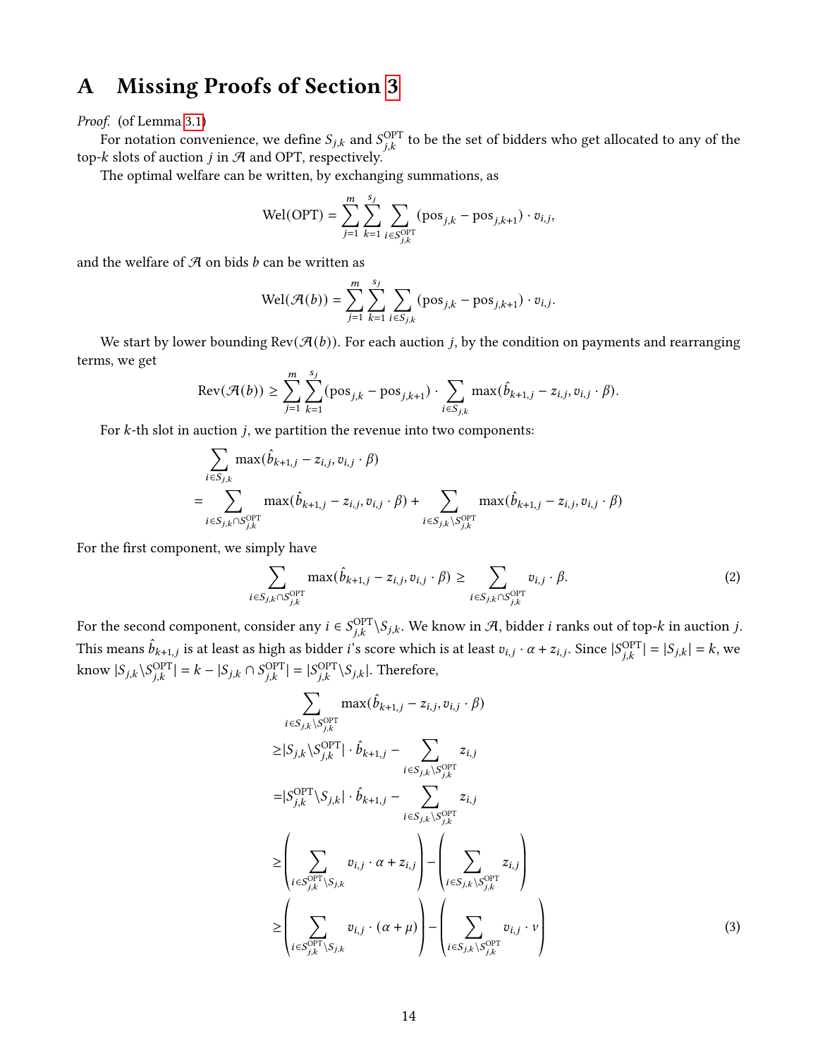# A Missing Proofs of Section 3

*Proof.* (of Lemma 3.1)

For notation convenience, we define $S_{j,k}$ and $S^{\text{OPT}}_{j,k}$ to be the set of bidders who get allocated to any of the top-$k$ slots of auction $j$ in $\mathcal{A}$ and OPT, respectively.

The optimal welfare can be written, by exchanging summations, as

$$\text{Wel}(\text{OPT}) = \sum_{j=1}^{m} \sum_{k=1}^{s_j} \sum_{i \in S^{\text{OPT}}_{j,k}} (\text{pos}_{j,k} - \text{pos}_{j,k+1}) \cdot v_{i,j},$$

and the welfare of $\mathcal{A}$ on bids $b$ can be written as

$$\text{Wel}(\mathcal{A}(b)) = \sum_{j=1}^{m} \sum_{k=1}^{s_j} \sum_{i \in S_{j,k}} (\text{pos}_{j,k} - \text{pos}_{j,k+1}) \cdot v_{i,j}.$$

We start by lower bounding $\text{Rev}(\mathcal{A}(b))$. For each auction $j$, by the condition on payments and rearranging terms, we get

$$\text{Rev}(\mathcal{A}(b)) \geq \sum_{j=1}^{m} \sum_{k=1}^{s_j} (\text{pos}_{j,k} - \text{pos}_{j,k+1}) \cdot \sum_{i \in S_{j,k}} \max(\hat{b}_{k+1,j} - z_{i,j}, v_{i,j} \cdot \beta).$$

For $k$-th slot in auction $j$, we partition the revenue into two components:

$$\begin{aligned}
&\sum_{i \in S_{j,k}} \max(\hat{b}_{k+1,j} - z_{i,j}, v_{i,j} \cdot \beta) \\
=& \sum_{i \in S_{j,k} \cap S^{\text{OPT}}_{j,k}} \max(\hat{b}_{k+1,j} - z_{i,j}, v_{i,j} \cdot \beta) + \sum_{i \in S_{j,k} \setminus S^{\text{OPT}}_{j,k}} \max(\hat{b}_{k+1,j} - z_{i,j}, v_{i,j} \cdot \beta)
\end{aligned}$$

For the first component, we simply have

$$\sum_{i \in S_{j,k} \cap S^{\text{OPT}}_{j,k}} \max(\hat{b}_{k+1,j} - z_{i,j}, v_{i,j} \cdot \beta) \geq \sum_{i \in S_{j,k} \cap S^{\text{OPT}}_{j,k}} v_{i,j} \cdot \beta. \tag{2}$$

For the second component, consider any $i \in S^{\text{OPT}}_{j,k} \setminus S_{j,k}$. We know in $\mathcal{A}$, bidder $i$ ranks out of top-$k$ in auction $j$. This means $\hat{b}_{k+1,j}$ is at least as high as bidder $i$'s score which is at least $v_{i,j} \cdot \alpha + z_{i,j}$. Since $|S^{\text{OPT}}_{j,k}| = |S_{j,k}| = k$, we know $|S_{j,k} \setminus S^{\text{OPT}}_{j,k}| = k - |S_{j,k} \cap S^{\text{OPT}}_{j,k}| = |S^{\text{OPT}}_{j,k} \setminus S_{j,k}|$. Therefore,

$$\begin{aligned}
&\sum_{i \in S_{j,k} \setminus S^{\text{OPT}}_{j,k}} \max(\hat{b}_{k+1,j} - z_{i,j}, v_{i,j} \cdot \beta) \\
\geq& |S_{j,k} \setminus S^{\text{OPT}}_{j,k}| \cdot \hat{b}_{k+1,j} - \sum_{i \in S_{j,k} \setminus S^{\text{OPT}}_{j,k}} z_{i,j} \\
=& |S^{\text{OPT}}_{j,k} \setminus S_{j,k}| \cdot \hat{b}_{k+1,j} - \sum_{i \in S_{j,k} \setminus S^{\text{OPT}}_{j,k}} z_{i,j} \\
\geq& \left( \sum_{i \in S^{\text{OPT}}_{j,k} \setminus S_{j,k}} v_{i,j} \cdot \alpha + z_{i,j} \right) - \left( \sum_{i \in S_{j,k} \setminus S^{\text{OPT}}_{j,k}} z_{i,j} \right) \\
\geq& \left( \sum_{i \in S^{\text{OPT}}_{j,k} \setminus S_{j,k}} v_{i,j} \cdot (\alpha + \mu) \right) - \left( \sum_{i \in S_{j,k} \setminus S^{\text{OPT}}_{j,k}} v_{i,j} \cdot \nu \right)
\end{aligned} \tag{3}$$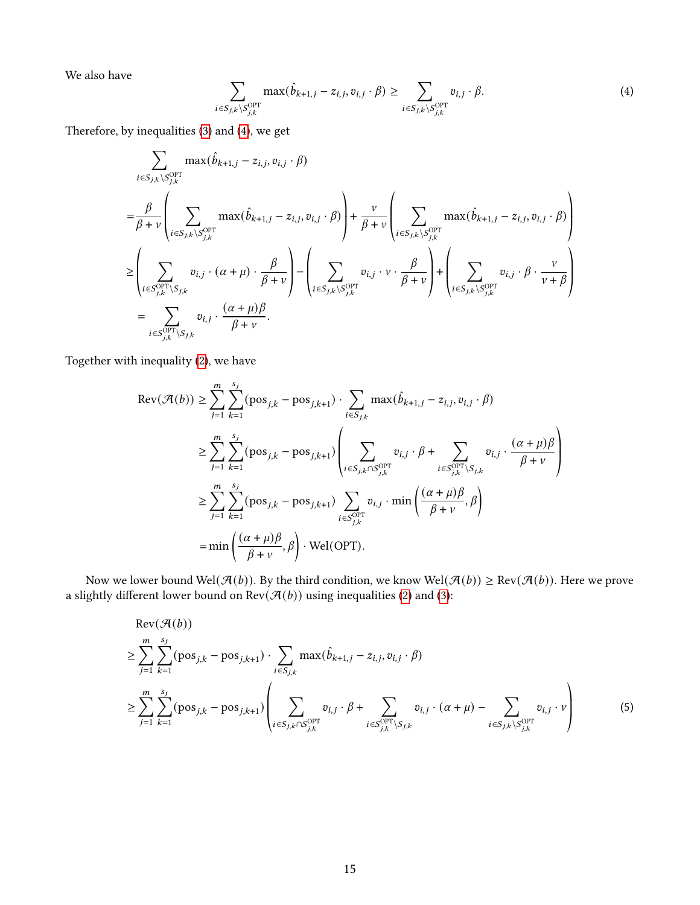We also have

$$\sum_{i \in S_{j,k} \setminus S^{\mathrm{OPT}}_{j,k}} \max(\hat{b}_{k+1,j} - z_{i,j}, v_{i,j} \cdot \beta) \geq \sum_{i \in S_{j,k} \setminus S^{\mathrm{OPT}}_{j,k}} v_{i,j} \cdot \beta. \tag{4}$$

Therefore, by inequalities (3) and (4), we get

$$\begin{aligned}
&\sum_{i \in S_{j,k} \setminus S^{\mathrm{OPT}}_{j,k}} \max(\hat{b}_{k+1,j} - z_{i,j}, v_{i,j} \cdot \beta) \\
=&\frac{\beta}{\beta + \nu} \left( \sum_{i \in S_{j,k} \setminus S^{\mathrm{OPT}}_{j,k}} \max(\hat{b}_{k+1,j} - z_{i,j}, v_{i,j} \cdot \beta) \right) + \frac{\nu}{\beta + \nu} \left( \sum_{i \in S_{j,k} \setminus S^{\mathrm{OPT}}_{j,k}} \max(\hat{b}_{k+1,j} - z_{i,j}, v_{i,j} \cdot \beta) \right) \\
\geq& \left( \sum_{i \in S^{\mathrm{OPT}}_{j,k} \setminus S_{j,k}} v_{i,j} \cdot (\alpha + \mu) \cdot \frac{\beta}{\beta + \nu} \right) - \left( \sum_{i \in S_{j,k} \setminus S^{\mathrm{OPT}}_{j,k}} v_{i,j} \cdot \nu \cdot \frac{\beta}{\beta + \nu} \right) + \left( \sum_{i \in S_{j,k} \setminus S^{\mathrm{OPT}}_{j,k}} v_{i,j} \cdot \beta \cdot \frac{\nu}{\nu + \beta} \right) \\
=& \sum_{i \in S^{\mathrm{OPT}}_{j,k} \setminus S_{j,k}} v_{i,j} \cdot \frac{(\alpha + \mu)\beta}{\beta + \nu}.
\end{aligned}$$

Together with inequality (2), we have

$$\begin{aligned}
\mathrm{Rev}(\mathcal{A}(b)) &\geq \sum_{j=1}^{m} \sum_{k=1}^{s_j} (\mathrm{pos}_{j,k} - \mathrm{pos}_{j,k+1}) \cdot \sum_{i \in S_{j,k}} \max(\hat{b}_{k+1,j} - z_{i,j}, v_{i,j} \cdot \beta) \\
&\geq \sum_{j=1}^{m} \sum_{k=1}^{s_j} (\mathrm{pos}_{j,k} - \mathrm{pos}_{j,k+1}) \left( \sum_{i \in S_{j,k} \cap S^{\mathrm{OPT}}_{j,k}} v_{i,j} \cdot \beta + \sum_{i \in S^{\mathrm{OPT}}_{j,k} \setminus S_{j,k}} v_{i,j} \cdot \frac{(\alpha + \mu)\beta}{\beta + \nu} \right) \\
&\geq \sum_{j=1}^{m} \sum_{k=1}^{s_j} (\mathrm{pos}_{j,k} - \mathrm{pos}_{j,k+1}) \sum_{i \in S^{\mathrm{OPT}}_{j,k}} v_{i,j} \cdot \min\left( \frac{(\alpha + \mu)\beta}{\beta + \nu}, \beta \right) \\
&= \min\left( \frac{(\alpha + \mu)\beta}{\beta + \nu}, \beta \right) \cdot \mathrm{Wel}(\mathrm{OPT}).
\end{aligned}$$

Now we lower bound $\mathrm{Wel}(\mathcal{A}(b))$. By the third condition, we know $\mathrm{Wel}(\mathcal{A}(b)) \geq \mathrm{Rev}(\mathcal{A}(b))$. Here we prove a slightly different lower bound on $\mathrm{Rev}(\mathcal{A}(b))$ using inequalities (2) and (3):

$$\begin{aligned}
&\mathrm{Rev}(\mathcal{A}(b)) \\
\geq& \sum_{j=1}^{m} \sum_{k=1}^{s_j} (\mathrm{pos}_{j,k} - \mathrm{pos}_{j,k+1}) \cdot \sum_{i \in S_{j,k}} \max(\hat{b}_{k+1,j} - z_{i,j}, v_{i,j} \cdot \beta) \\
\geq& \sum_{j=1}^{m} \sum_{k=1}^{s_j} (\mathrm{pos}_{j,k} - \mathrm{pos}_{j,k+1}) \left( \sum_{i \in S_{j,k} \cap S^{\mathrm{OPT}}_{j,k}} v_{i,j} \cdot \beta + \sum_{i \in S^{\mathrm{OPT}}_{j,k} \setminus S_{j,k}} v_{i,j} \cdot (\alpha + \mu) - \sum_{i \in S_{j,k} \setminus S^{\mathrm{OPT}}_{j,k}} v_{i,j} \cdot \nu \right)
\end{aligned} \tag{5}$$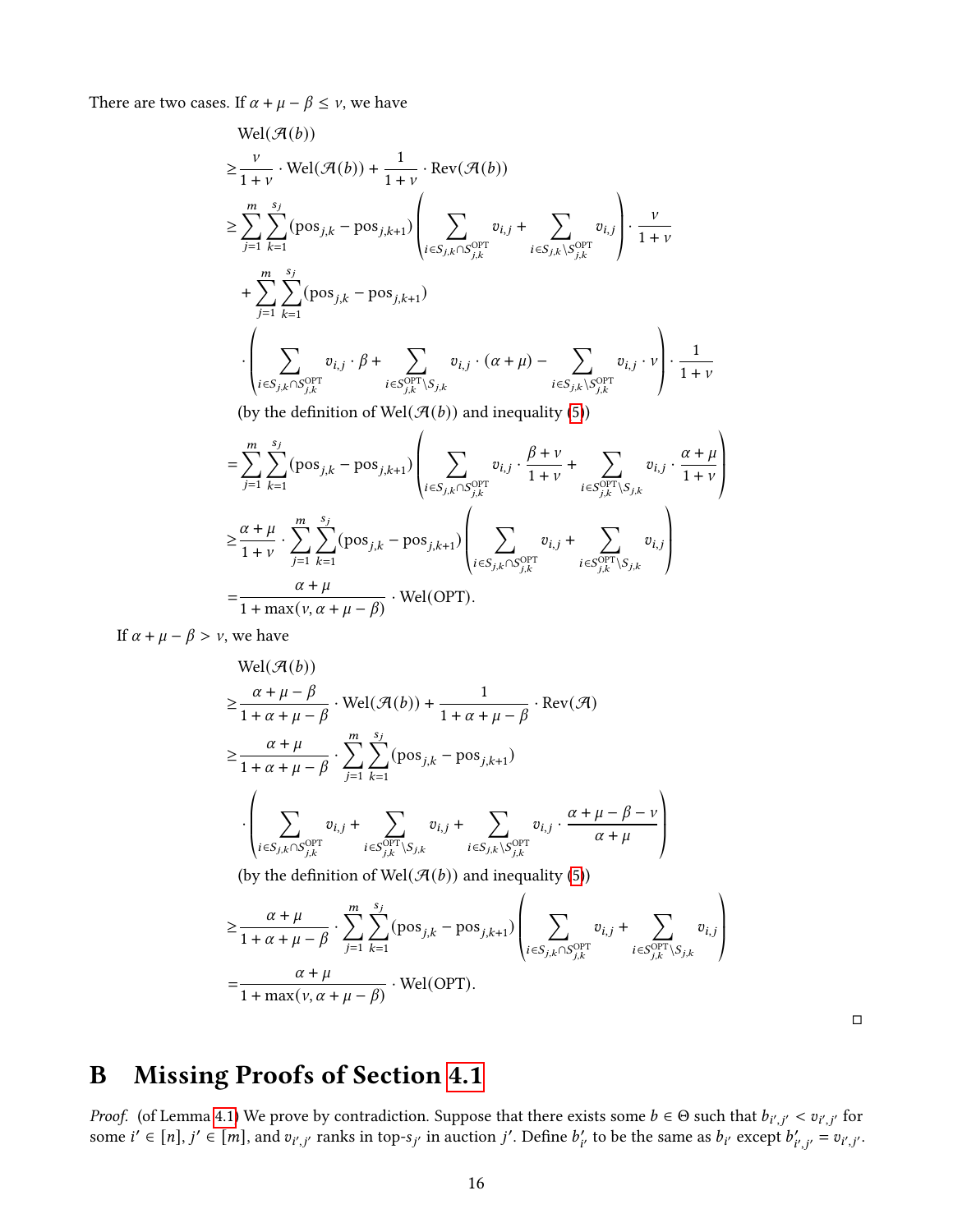There are two cases. If $\alpha + \mu - \beta \le \nu$, we have

$$
\begin{aligned}
&\mathrm{Wel}(\mathcal{A}(b)) \\
\ge& \frac{\nu}{1+\nu} \cdot \mathrm{Wel}(\mathcal{A}(b)) + \frac{1}{1+\nu} \cdot \mathrm{Rev}(\mathcal{A}(b)) \\
\ge& \sum_{j=1}^{m} \sum_{k=1}^{s_j} (\mathrm{pos}_{j,k} - \mathrm{pos}_{j,k+1}) \left( \sum_{i \in S_{j,k} \cap S_{j,k}^{\mathrm{OPT}}} v_{i,j} + \sum_{i \in S_{j,k} \setminus S_{j,k}^{\mathrm{OPT}}} v_{i,j} \right) \cdot \frac{\nu}{1+\nu} \\
&+ \sum_{j=1}^{m} \sum_{k=1}^{s_j} (\mathrm{pos}_{j,k} - \mathrm{pos}_{j,k+1}) \\
&\cdot \left( \sum_{i \in S_{j,k} \cap S_{j,k}^{\mathrm{OPT}}} v_{i,j} \cdot \beta + \sum_{i \in S_{j,k}^{\mathrm{OPT}} \setminus S_{j,k}} v_{i,j} \cdot (\alpha + \mu) - \sum_{i \in S_{j,k} \setminus S_{j,k}^{\mathrm{OPT}}} v_{i,j} \cdot \nu \right) \cdot \frac{1}{1+\nu} \\
&\text{(by the definition of } \mathrm{Wel}(\mathcal{A}(b)) \text{ and inequality (5))} \\
=& \sum_{j=1}^{m} \sum_{k=1}^{s_j} (\mathrm{pos}_{j,k} - \mathrm{pos}_{j,k+1}) \left( \sum_{i \in S_{j,k} \cap S_{j,k}^{\mathrm{OPT}}} v_{i,j} \cdot \frac{\beta + \nu}{1+\nu} + \sum_{i \in S_{j,k}^{\mathrm{OPT}} \setminus S_{j,k}} v_{i,j} \cdot \frac{\alpha+\mu}{1+\nu} \right) \\
\ge& \frac{\alpha+\mu}{1+\nu} \cdot \sum_{j=1}^{m} \sum_{k=1}^{s_j} (\mathrm{pos}_{j,k} - \mathrm{pos}_{j,k+1}) \left( \sum_{i \in S_{j,k} \cap S_{j,k}^{\mathrm{OPT}}} v_{i,j} + \sum_{i \in S_{j,k}^{\mathrm{OPT}} \setminus S_{j,k}} v_{i,j} \right) \\
=& \frac{\alpha+\mu}{1+\max(\nu, \alpha+\mu-\beta)} \cdot \mathrm{Wel}(\mathrm{OPT}).
\end{aligned}
$$

If $\alpha + \mu - \beta > \nu$, we have

$$
\begin{aligned}
&\mathrm{Wel}(\mathcal{A}(b)) \\
\ge& \frac{\alpha+\mu-\beta}{1+\alpha+\mu-\beta} \cdot \mathrm{Wel}(\mathcal{A}(b)) + \frac{1}{1+\alpha+\mu-\beta} \cdot \mathrm{Rev}(\mathcal{A}) \\
\ge& \frac{\alpha+\mu}{1+\alpha+\mu-\beta} \cdot \sum_{j=1}^{m} \sum_{k=1}^{s_j} (\mathrm{pos}_{j,k} - \mathrm{pos}_{j,k+1}) \\
&\cdot \left( \sum_{i \in S_{j,k} \cap S_{j,k}^{\mathrm{OPT}}} v_{i,j} + \sum_{i \in S_{j,k}^{\mathrm{OPT}} \setminus S_{j,k}} v_{i,j} + \sum_{i \in S_{j,k} \setminus S_{j,k}^{\mathrm{OPT}}} v_{i,j} \cdot \frac{\alpha+\mu-\beta-\nu}{\alpha+\mu} \right) \\
&\text{(by the definition of } \mathrm{Wel}(\mathcal{A}(b)) \text{ and inequality (5))} \\
\ge& \frac{\alpha+\mu}{1+\alpha+\mu-\beta} \cdot \sum_{j=1}^{m} \sum_{k=1}^{s_j} (\mathrm{pos}_{j,k} - \mathrm{pos}_{j,k+1}) \left( \sum_{i \in S_{j,k} \cap S_{j,k}^{\mathrm{OPT}}} v_{i,j} + \sum_{i \in S_{j,k}^{\mathrm{OPT}} \setminus S_{j,k}} v_{i,j} \right) \\
=& \frac{\alpha+\mu}{1+\max(\nu, \alpha+\mu-\beta)} \cdot \mathrm{Wel}(\mathrm{OPT}).
\end{aligned}
$$

□

# B Missing Proofs of Section 4.1

*Proof.* (of Lemma 4.1) We prove by contradiction. Suppose that there exists some $b \in \Theta$ such that $b_{i',j'} < v_{i',j'}$ for some $i' \in [n]$, $j' \in [m]$, and $v_{i',j'}$ ranks in top-$s_{j'}$ in auction $j'$. Define $b'_{i'}$ to be the same as $b_{i'}$ except $b'_{i',j'} = v_{i',j'}$.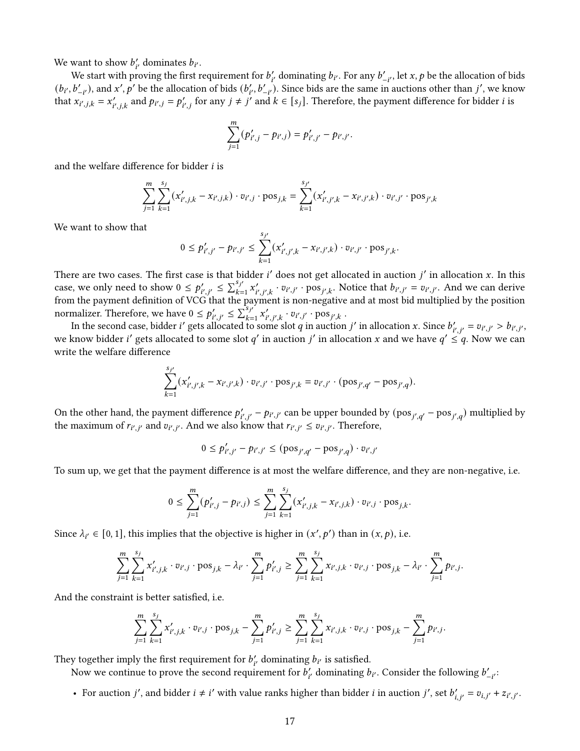We want to show $b'_{i'}$ dominates $b_{i'}$.

We start with proving the first requirement for $b'_{i'}$ dominating $b_{i'}$. For any $b'_{-i'}$, let $x, p$ be the allocation of bids $(b_{i'}, b'_{-i'})$, and $x', p'$ be the allocation of bids $(b'_{i'}, b'_{-i'})$. Since bids are the same in auctions other than $j'$, we know that $x_{i',j,k} = x'_{i',j,k}$ and $p_{i',j} = p'_{i',j}$ for any $j \neq j'$ and $k \in [s_j]$. Therefore, the payment difference for bidder $i$ is

$$\sum_{j=1}^{m}(p'_{i',j} - p_{i',j}) = p'_{i',j'} - p_{i',j'}.$$

and the welfare difference for bidder $i$ is

$$\sum_{j=1}^{m}\sum_{k=1}^{s_j}(x'_{i',j,k} - x_{i',j,k}) \cdot v_{i',j} \cdot \text{pos}_{j,k} = \sum_{k=1}^{s_{j'}}(x'_{i',j',k} - x_{i',j',k}) \cdot v_{i',j'} \cdot \text{pos}_{j',k}$$

We want to show that

$$0 \leq p'_{i',j'} - p_{i',j'} \leq \sum_{k=1}^{s_{j'}}(x'_{i',j',k} - x_{i',j',k}) \cdot v_{i',j'} \cdot \text{pos}_{j',k}.$$

There are two cases. The first case is that bidder $i'$ does not get allocated in auction $j'$ in allocation $x$. In this case, we only need to show $0 \leq p'_{i',j'} \leq \sum_{k=1}^{s_{j'}} x'_{i',j',k} \cdot v_{i',j'} \cdot \text{pos}_{j',k}$. Notice that $b_{i',j'} = v_{i',j'}$. And we can derive from the payment definition of VCG that the payment is non-negative and at most bid multiplied by the position normalizer. Therefore, we have $0 \leq p'_{i',j'} \leq \sum_{k=1}^{s_{j'}} x'_{i',j',k} \cdot v_{i',j'} \cdot \text{pos}_{j',k}$.

In the second case, bidder $i'$ gets allocated to some slot $q$ in auction $j'$ in allocation $x$. Since $b'_{i',j'} = v_{i',j'} > b_{i',j'}$, we know bidder $i'$ gets allocated to some slot $q'$ in auction $j'$ in allocation $x$ and we have $q' \leq q$. Now we can write the welfare difference

$$\sum_{k=1}^{s_{j'}}(x'_{i',j',k} - x_{i',j',k}) \cdot v_{i',j'} \cdot \text{pos}_{j',k} = v_{i',j'} \cdot (\text{pos}_{j',q'} - \text{pos}_{j',q}).$$

On the other hand, the payment difference $p'_{i',j'} - p_{i',j'}$ can be upper bounded by $(\text{pos}_{j',q'} - \text{pos}_{j',q})$ multiplied by the maximum of $r_{i',j'}$ and $v_{i',j'}$. And we also know that $r_{i',j'} \leq v_{i',j'}$. Therefore,

$$0 \leq p'_{i',j'} - p_{i',j'} \leq (\text{pos}_{j',q'} - \text{pos}_{j',q}) \cdot v_{i',j'}$$

To sum up, we get that the payment difference is at most the welfare difference, and they are non-negative, i.e.

$$0 \leq \sum_{j=1}^{m}(p'_{i',j} - p_{i',j}) \leq \sum_{j=1}^{m}\sum_{k=1}^{s_j}(x'_{i',j,k} - x_{i',j,k}) \cdot v_{i',j} \cdot \text{pos}_{j,k}.$$

Since $\lambda_{i'} \in [0, 1]$, this implies that the objective is higher in $(x', p')$ than in $(x, p)$, i.e.

$$\sum_{j=1}^{m}\sum_{k=1}^{s_j} x'_{i',j,k} \cdot v_{i',j} \cdot \text{pos}_{j,k} - \lambda_{i'} \cdot \sum_{j=1}^{m} p'_{i',j} \geq \sum_{j=1}^{m}\sum_{k=1}^{s_j} x_{i',j,k} \cdot v_{i',j} \cdot \text{pos}_{j,k} - \lambda_{i'} \cdot \sum_{j=1}^{m} p_{i',j}.$$

And the constraint is better satisfied, i.e.

$$\sum_{j=1}^{m}\sum_{k=1}^{s_j} x'_{i',j,k} \cdot v_{i',j} \cdot \text{pos}_{j,k} - \sum_{j=1}^{m} p'_{i',j} \geq \sum_{j=1}^{m}\sum_{k=1}^{s_j} x_{i',j,k} \cdot v_{i',j} \cdot \text{pos}_{j,k} - \sum_{j=1}^{m} p_{i',j}.$$

They together imply the first requirement for $b'_{i'}$ dominating $b_{i'}$ is satisfied.

Now we continue to prove the second requirement for $b'_{i'}$ dominating $b_{i'}$. Consider the following $b'_{-i'}$:

- For auction $j'$, and bidder $i \neq i'$ with value ranks higher than bidder $i$ in auction $j'$, set $b'_{i,j'} = v_{i,j'} + z_{i',j'}$.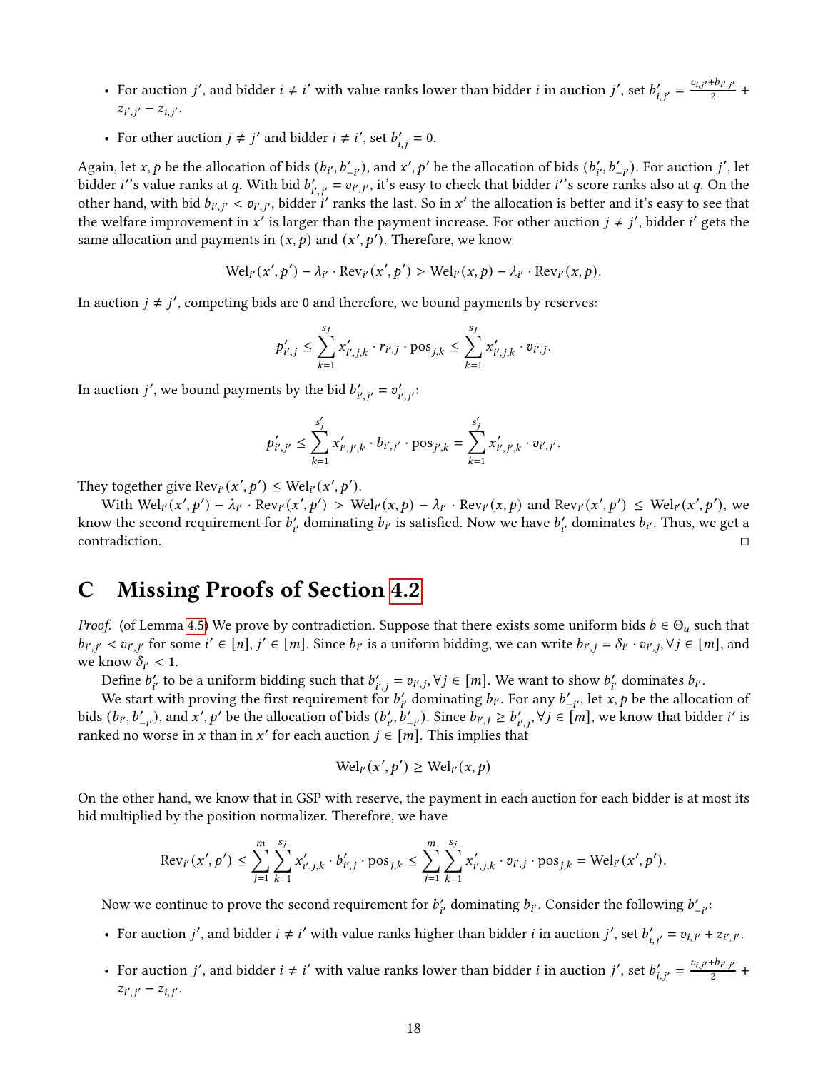- For auction $j'$, and bidder $i \neq i'$ with value ranks lower than bidder $i$ in auction $j'$, set $b'_{i,j'} = \frac{v_{i,j'}+b_{i',j'}}{2} + z_{i',j'} - z_{i,j'}$.
- For other auction $j \neq j'$ and bidder $i \neq i'$, set $b'_{i,j} = 0$.

Again, let $x, p$ be the allocation of bids $(b_{i'}, b'_{-i'})$, and $x', p'$ be the allocation of bids $(b'_{i'}, b'_{-i'})$. For auction $j'$, let bidder $i'$'s value ranks at $q$. With bid $b'_{i',j'} = v_{i',j'}$, it's easy to check that bidder $i'$'s score ranks also at $q$. On the other hand, with bid $b_{i',j'} < v_{i',j'}$, bidder $i'$ ranks the last. So in $x'$ the allocation is better and it's easy to see that the welfare improvement in $x'$ is larger than the payment increase. For other auction $j \neq j'$, bidder $i'$ gets the same allocation and payments in $(x, p)$ and $(x', p')$. Therefore, we know

$$\text{Wel}_{i'}(x', p') - \lambda_{i'} \cdot \text{Rev}_{i'}(x', p') > \text{Wel}_{i'}(x, p) - \lambda_{i'} \cdot \text{Rev}_{i'}(x, p).$$

In auction $j \neq j'$, competing bids are 0 and therefore, we bound payments by reserves:

$$p'_{i',j} \leq \sum_{k=1}^{s_j} x'_{i',j,k} \cdot r_{i',j} \cdot \text{pos}_{j,k} \leq \sum_{k=1}^{s_j} x'_{i',j,k} \cdot v_{i',j}.$$

In auction $j'$, we bound payments by the bid $b'_{i',j'} = v'_{i',j'}$:

$$p'_{i',j'} \leq \sum_{k=1}^{s'_j} x'_{i',j',k} \cdot b_{i',j'} \cdot \text{pos}_{j',k} = \sum_{k=1}^{s'_j} x'_{i',j',k} \cdot v_{i',j'}.$$

They together give $\text{Rev}_{i'}(x', p') \leq \text{Wel}_{i'}(x', p')$.

With $\text{Wel}_{i'}(x', p') - \lambda_{i'} \cdot \text{Rev}_{i'}(x', p') > \text{Wel}_{i'}(x, p) - \lambda_{i'} \cdot \text{Rev}_{i'}(x, p)$ and $\text{Rev}_{i'}(x', p') \leq \text{Wel}_{i'}(x', p')$, we know the second requirement for $b'_{i'}$ dominating $b_{i'}$ is satisfied. Now we have $b'_{i'}$ dominates $b_{i'}$. Thus, we get a contradiction. □

# C Missing Proofs of Section 4.2

*Proof.* (of Lemma 4.5) We prove by contradiction. Suppose that there exists some uniform bids $b \in \Theta_u$ such that $b_{i',j'} < v_{i',j'}$ for some $i' \in [n], j' \in [m]$. Since $b_{i'}$ is a uniform bidding, we can write $b_{i',j} = \delta_{i'} \cdot v_{i',j}, \forall j \in [m]$, and we know $\delta_{i'} < 1$.

Define $b'_{i'}$ to be a uniform bidding such that $b'_{i',j} = v_{i',j}, \forall j \in [m]$. We want to show $b'_{i'}$ dominates $b_{i'}$.

We start with proving the first requirement for $b'_{i'}$ dominating $b_{i'}$. For any $b'_{-i'}$, let $x, p$ be the allocation of bids $(b_{i'}, b'_{-i'})$, and $x', p'$ be the allocation of bids $(b'_{i'}, b'_{-i'})$. Since $b_{i',j} \geq b'_{i',j}, \forall j \in [m]$, we know that bidder $i'$ is ranked no worse in $x$ than in $x'$ for each auction $j \in [m]$. This implies that

$$\text{Wel}_{i'}(x', p') \geq \text{Wel}_{i'}(x, p)$$

On the other hand, we know that in GSP with reserve, the payment in each auction for each bidder is at most its bid multiplied by the position normalizer. Therefore, we have

$$\text{Rev}_{i'}(x', p') \leq \sum_{j=1}^{m} \sum_{k=1}^{s_j} x'_{i',j,k} \cdot b'_{i',j} \cdot \text{pos}_{j,k} \leq \sum_{j=1}^{m} \sum_{k=1}^{s_j} x'_{i',j,k} \cdot v_{i',j} \cdot \text{pos}_{j,k} = \text{Wel}_{i'}(x', p').$$

Now we continue to prove the second requirement for $b'_{i'}$ dominating $b_{i'}$. Consider the following $b'_{-i'}$:

- For auction $j'$, and bidder $i \neq i'$ with value ranks higher than bidder $i$ in auction $j'$, set $b'_{i,j'} = v_{i,j'} + z_{i',j'}$.
- For auction $j'$, and bidder $i \neq i'$ with value ranks lower than bidder $i$ in auction $j'$, set $b'_{i,j'} = \frac{v_{i,j'}+b_{i',j'}}{2} + z_{i',j'} - z_{i,j'}$.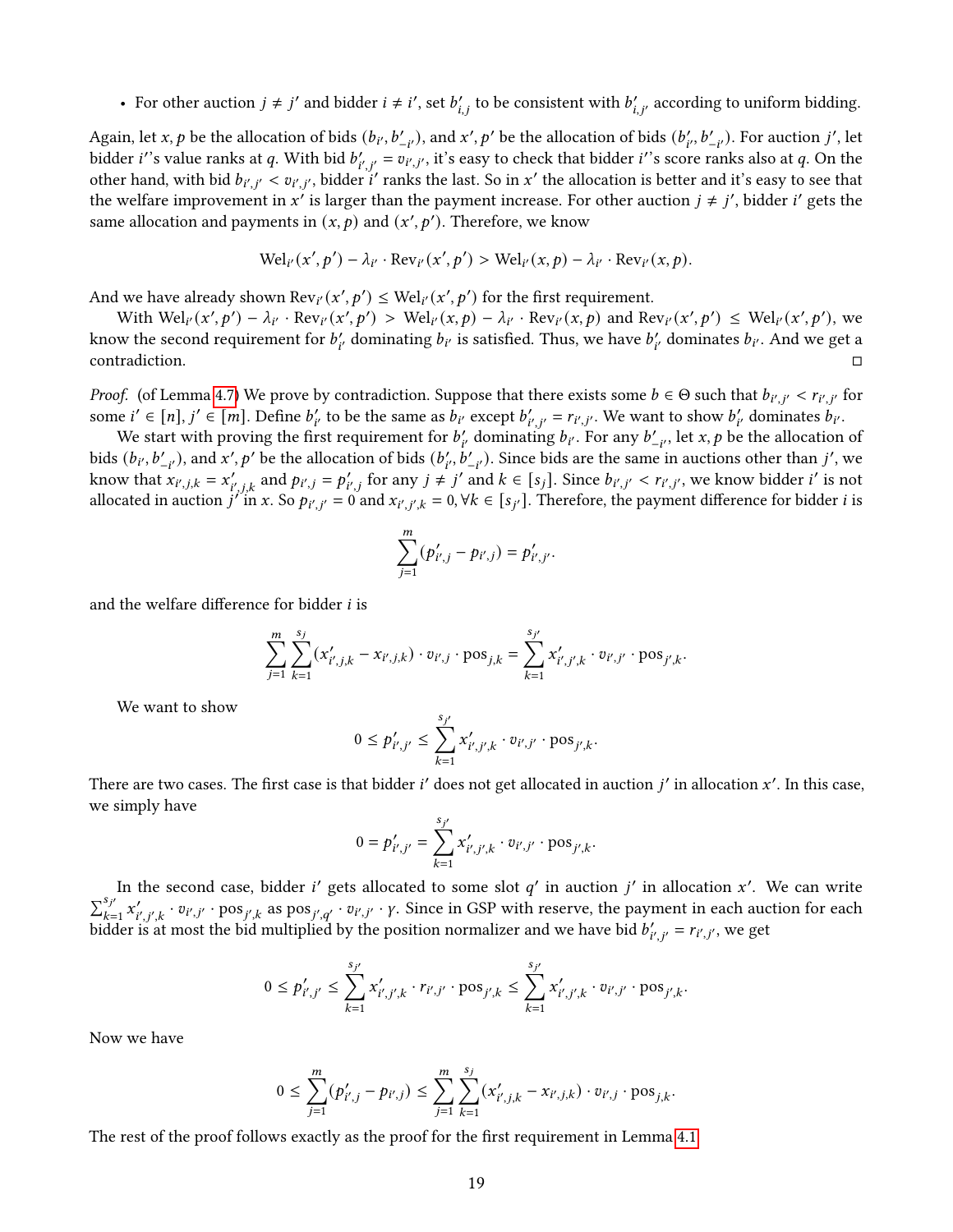- For other auction $j \neq j'$ and bidder $i \neq i'$, set $b'_{i,j}$ to be consistent with $b'_{i,j'}$ according to uniform bidding.

Again, let $x, p$ be the allocation of bids $(b_{i'}, b'_{-i'})$, and $x', p'$ be the allocation of bids $(b'_{i'}, b'_{-i'})$. For auction $j'$, let bidder $i'$'s value ranks at $q$. With bid $b'_{i',j'} = v_{i',j'}$, it's easy to check that bidder $i'$'s score ranks also at $q$. On the other hand, with bid $b_{i',j'} < v_{i',j'}$, bidder $i'$ ranks the last. So in $x'$ the allocation is better and it's easy to see that the welfare improvement in $x'$ is larger than the payment increase. For other auction $j \neq j'$, bidder $i'$ gets the same allocation and payments in $(x, p)$ and $(x', p')$. Therefore, we know

$$\text{Wel}_{i'}(x', p') - \lambda_{i'} \cdot \text{Rev}_{i'}(x', p') > \text{Wel}_{i'}(x, p) - \lambda_{i'} \cdot \text{Rev}_{i'}(x, p).$$

And we have already shown $\text{Rev}_{i'}(x', p') \leq \text{Wel}_{i'}(x', p')$ for the first requirement.

With $\text{Wel}_{i'}(x', p') - \lambda_{i'} \cdot \text{Rev}_{i'}(x', p') > \text{Wel}_{i'}(x, p) - \lambda_{i'} \cdot \text{Rev}_{i'}(x, p)$ and $\text{Rev}_{i'}(x', p') \leq \text{Wel}_{i'}(x', p')$, we know the second requirement for $b'_{i'}$ dominating $b_{i'}$ is satisfied. Thus, we have $b'_{i'}$ dominates $b_{i'}$. And we get a contradiction. ◻

*Proof.* (of Lemma 4.7) We prove by contradiction. Suppose that there exists some $b \in \Theta$ such that $b_{i',j'} < r_{i',j'}$ for some $i' \in [n], j' \in [m]$. Define $b'_{i'}$ to be the same as $b_{i'}$ except $b'_{i',j'} = r_{i',j'}$. We want to show $b'_{i'}$ dominates $b_{i'}$.

We start with proving the first requirement for $b'_{i'}$ dominating $b_{i'}$. For any $b'_{-i'}$, let $x, p$ be the allocation of bids $(b_{i'}, b'_{-i'})$, and $x', p'$ be the allocation of bids $(b'_{i'}, b'_{-i'})$. Since bids are the same in auctions other than $j'$, we know that $x_{i',j,k} = x'_{i',j,k}$ and $p_{i',j} = p'_{i',j}$ for any $j \neq j'$ and $k \in [s_j]$. Since $b_{i',j'} < r_{i',j'}$, we know bidder $i'$ is not allocated in auction $j'$ in $x$. So $p_{i',j'} = 0$ and $x_{i',j',k} = 0, \forall k \in [s_{j'}]$. Therefore, the payment difference for bidder $i$ is

$$\sum_{j=1}^{m} (p'_{i',j} - p_{i',j}) = p'_{i',j'}.$$

and the welfare difference for bidder $i$ is

$$\sum_{j=1}^{m} \sum_{k=1}^{s_j} (x'_{i',j,k} - x_{i',j,k}) \cdot v_{i',j} \cdot \text{pos}_{j,k} = \sum_{k=1}^{s_{j'}} x'_{i',j',k} \cdot v_{i',j'} \cdot \text{pos}_{j',k}.$$

We want to show

$$0 \leq p'_{i',j'} \leq \sum_{k=1}^{s_{j'}} x'_{i',j',k} \cdot v_{i',j'} \cdot \text{pos}_{j',k}.$$

There are two cases. The first case is that bidder $i'$ does not get allocated in auction $j'$ in allocation $x'$. In this case, we simply have

$$0 = p'_{i',j'} = \sum_{k=1}^{s_{j'}} x'_{i',j',k} \cdot v_{i',j'} \cdot \text{pos}_{j',k}.$$

In the second case, bidder $i'$ gets allocated to some slot $q'$ in auction $j'$ in allocation $x'$. We can write $\sum_{k=1}^{s_{j'}} x'_{i',j',k} \cdot v_{i',j'} \cdot \text{pos}_{j',k}$ as $\text{pos}_{j',q'} \cdot v_{i',j'} \cdot \gamma$. Since in GSP with reserve, the payment in each auction for each bidder is at most the bid multiplied by the position normalizer and we have bid $b'_{i',j'} = r_{i',j'}$, we get

$$0 \leq p'_{i',j'} \leq \sum_{k=1}^{s_{j'}} x'_{i',j',k} \cdot r_{i',j'} \cdot \text{pos}_{j',k} \leq \sum_{k=1}^{s_{j'}} x'_{i',j',k} \cdot v_{i',j'} \cdot \text{pos}_{j',k}.$$

Now we have

$$0 \leq \sum_{j=1}^{m} (p'_{i',j} - p_{i',j}) \leq \sum_{j=1}^{m} \sum_{k=1}^{s_j} (x'_{i',j,k} - x_{i',j,k}) \cdot v_{i',j} \cdot \text{pos}_{j,k}.$$

The rest of the proof follows exactly as the proof for the first requirement in Lemma 4.1.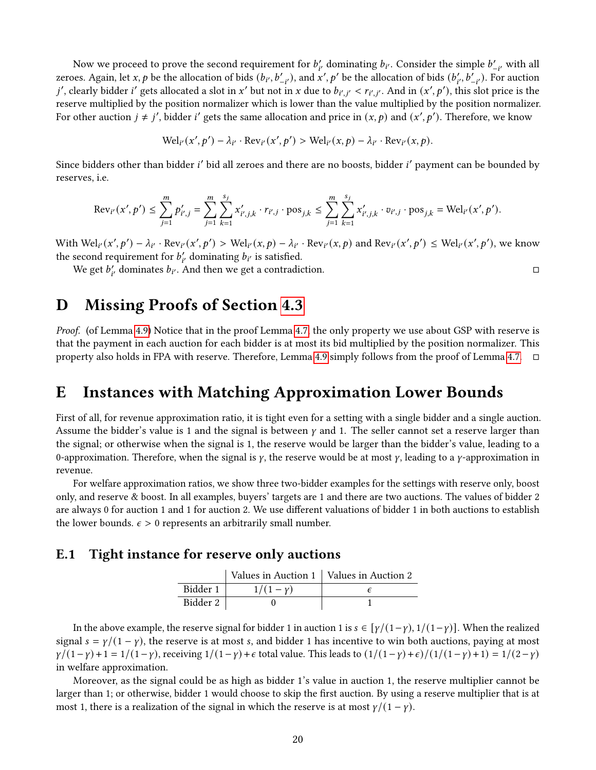Now we proceed to prove the second requirement for $b'_{i'}$ dominating $b_{i'}$. Consider the simple $b'_{-i'}$ with all zeroes. Again, let $x, p$ be the allocation of bids $(b_{i'}, b'_{-i'})$, and $x', p'$ be the allocation of bids $(b'_{i'}, b'_{-i'})$. For auction $j'$, clearly bidder $i'$ gets allocated a slot in $x'$ but not in $x$ due to $b_{i',j'} < r_{i',j'}$. And in $(x', p')$, this slot price is the reserve multiplied by the position normalizer which is lower than the value multiplied by the position normalizer. For other auction $j \neq j'$, bidder $i'$ gets the same allocation and price in $(x, p)$ and $(x', p')$. Therefore, we know

$$\text{Wel}_{i'}(x', p') - \lambda_{i'} \cdot \text{Rev}_{i'}(x', p') > \text{Wel}_{i'}(x, p) - \lambda_{i'} \cdot \text{Rev}_{i'}(x, p).$$

Since bidders other than bidder $i'$ bid all zeroes and there are no boosts, bidder $i'$ payment can be bounded by reserves, i.e.

$$\text{Rev}_{i'}(x', p') \leq \sum_{j=1}^{m} p'_{i',j} = \sum_{j=1}^{m} \sum_{k=1}^{s_j} x'_{i',j,k} \cdot r_{i',j} \cdot \text{pos}_{j,k} \leq \sum_{j=1}^{m} \sum_{k=1}^{s_j} x'_{i',j,k} \cdot v_{i',j} \cdot \text{pos}_{j,k} = \text{Wel}_{i'}(x', p').$$

With $\text{Wel}_{i'}(x', p') - \lambda_{i'} \cdot \text{Rev}_{i'}(x', p') > \text{Wel}_{i'}(x, p) - \lambda_{i'} \cdot \text{Rev}_{i'}(x, p)$ and $\text{Rev}_{i'}(x', p') \leq \text{Wel}_{i'}(x', p')$, we know the second requirement for $b'_{i'}$ dominating $b_{i'}$ is satisfied.

We get $b'_{i'}$ dominates $b_{i'}$. And then we get a contradiction. □

# D Missing Proofs of Section 4.3

*Proof.* (of Lemma 4.9) Notice that in the proof Lemma 4.7, the only property we use about GSP with reserve is that the payment in each auction for each bidder is at most its bid multiplied by the position normalizer. This property also holds in FPA with reserve. Therefore, Lemma 4.9 simply follows from the proof of Lemma 4.7. □

# E Instances with Matching Approximation Lower Bounds

First of all, for revenue approximation ratio, it is tight even for a setting with a single bidder and a single auction. Assume the bidder's value is 1 and the signal is between $\gamma$ and 1. The seller cannot set a reserve larger than the signal; or otherwise when the signal is 1, the reserve would be larger than the bidder's value, leading to a 0-approximation. Therefore, when the signal is $\gamma$, the reserve would be at most $\gamma$, leading to a $\gamma$-approximation in revenue.

For welfare approximation ratios, we show three two-bidder examples for the settings with reserve only, boost only, and reserve & boost. In all examples, buyers' targets are 1 and there are two auctions. The values of bidder 2 are always 0 for auction 1 and 1 for auction 2. We use different valuations of bidder 1 in both auctions to establish the lower bounds. $\epsilon > 0$ represents an arbitrarily small number.

## E.1 Tight instance for reserve only auctions

| | Values in Auction 1 | Values in Auction 2 |
|---|---|---|
| Bidder 1 | $1/(1-\gamma)$ | $\epsilon$ |
| Bidder 2 | 0 | 1 |

In the above example, the reserve signal for bidder 1 in auction 1 is $s \in [\gamma/(1-\gamma), 1/(1-\gamma)]$. When the realized signal $s = \gamma/(1-\gamma)$, the reserve is at most $s$, and bidder 1 has incentive to win both auctions, paying at most $\gamma/(1-\gamma)+1 = 1/(1-\gamma)$, receiving $1/(1-\gamma)+\epsilon$ total value. This leads to $(1/(1-\gamma)+\epsilon)/(1/(1-\gamma)+1) = 1/(2-\gamma)$ in welfare approximation.

Moreover, as the signal could be as high as bidder 1's value in auction 1, the reserve multiplier cannot be larger than 1; or otherwise, bidder 1 would choose to skip the first auction. By using a reserve multiplier that is at most 1, there is a realization of the signal in which the reserve is at most $\gamma/(1-\gamma)$.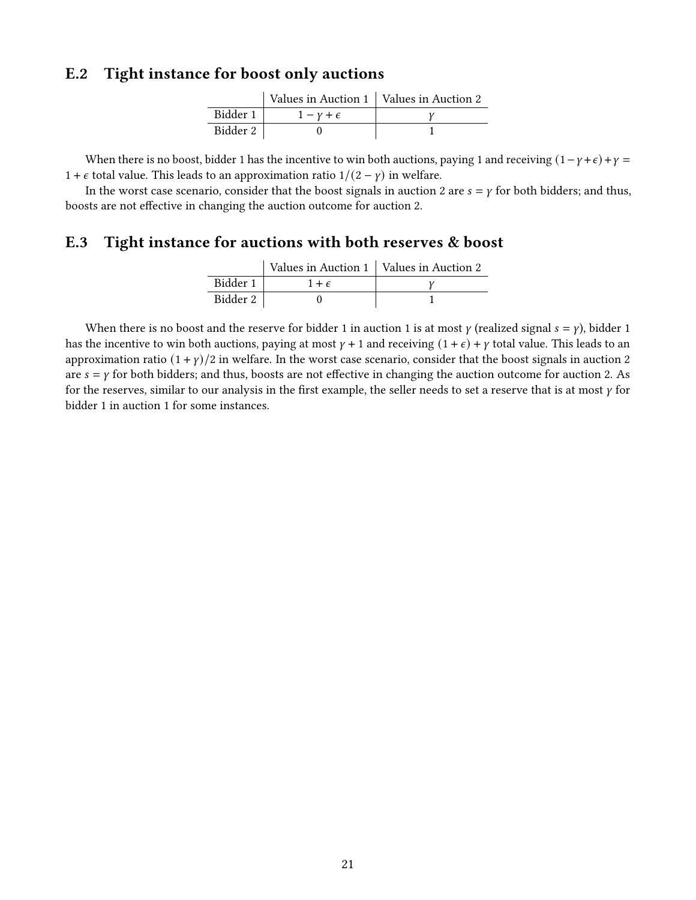## E.2 Tight instance for boost only auctions

| | Values in Auction 1 | Values in Auction 2 |
|---|---|---|
| Bidder 1 | $1-\gamma+\epsilon$ | $\gamma$ |
| Bidder 2 | 0 | 1 |

When there is no boost, bidder 1 has the incentive to win both auctions, paying 1 and receiving $(1-\gamma+\epsilon)+\gamma = 1+\epsilon$ total value. This leads to an approximation ratio $1/(2-\gamma)$ in welfare.

In the worst case scenario, consider that the boost signals in auction 2 are $s = \gamma$ for both bidders; and thus, boosts are not effective in changing the auction outcome for auction 2.

## E.3 Tight instance for auctions with both reserves & boost

| | Values in Auction 1 | Values in Auction 2 |
|---|---|---|
| Bidder 1 | $1+\epsilon$ | $\gamma$ |
| Bidder 2 | 0 | 1 |

When there is no boost and the reserve for bidder 1 in auction 1 is at most $\gamma$ (realized signal $s = \gamma$), bidder 1 has the incentive to win both auctions, paying at most $\gamma + 1$ and receiving $(1+\epsilon)+\gamma$ total value. This leads to an approximation ratio $(1+\gamma)/2$ in welfare. In the worst case scenario, consider that the boost signals in auction 2 are $s = \gamma$ for both bidders; and thus, boosts are not effective in changing the auction outcome for auction 2. As for the reserves, similar to our analysis in the first example, the seller needs to set a reserve that is at most $\gamma$ for bidder 1 in auction 1 for some instances.